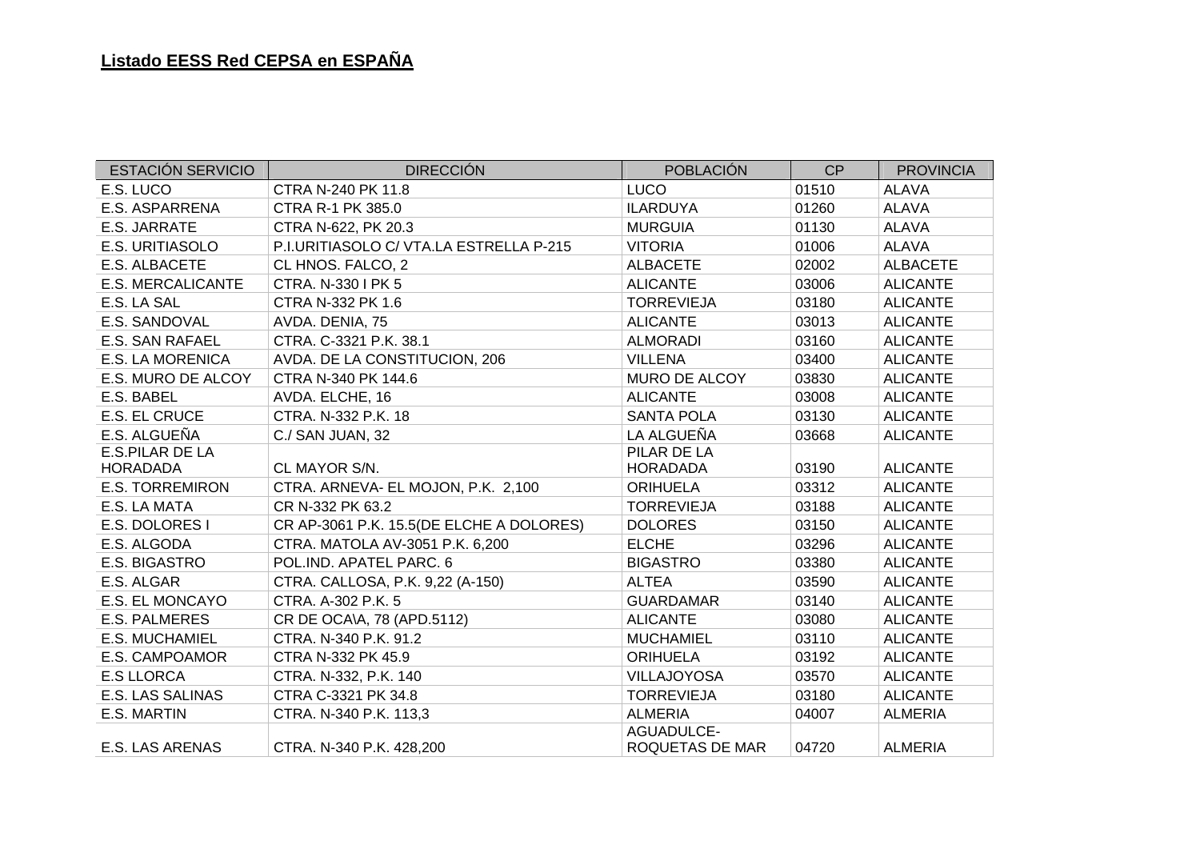## Listado EESS Red CEPSA en ESPAÑA

| ESTACIÓN SERVICIO | DIRECCIÓN | POBLACIÓN | CP | PROVINCIA |
|---|---|---|---|---|
| E.S. LUCO | CTRA N-240 PK 11.8 | LUCO | 01510 | ALAVA |
| E.S. ASPARRENA | CTRA R-1 PK 385.0 | ILARDUYA | 01260 | ALAVA |
| E.S. JARRATE | CTRA N-622, PK 20.3 | MURGUIA | 01130 | ALAVA |
| E.S. URITIASOLO | P.I.URITIASOLO C/ VTA.LA ESTRELLA P-215 | VITORIA | 01006 | ALAVA |
| E.S. ALBACETE | CL HNOS. FALCO, 2 | ALBACETE | 02002 | ALBACETE |
| E.S. MERCALICANTE | CTRA. N-330 I PK 5 | ALICANTE | 03006 | ALICANTE |
| E.S. LA SAL | CTRA N-332 PK 1.6 | TORREVIEJA | 03180 | ALICANTE |
| E.S. SANDOVAL | AVDA. DENIA, 75 | ALICANTE | 03013 | ALICANTE |
| E.S. SAN RAFAEL | CTRA. C-3321 P.K. 38.1 | ALMORADI | 03160 | ALICANTE |
| E.S. LA MORENICA | AVDA. DE LA CONSTITUCION, 206 | VILLENA | 03400 | ALICANTE |
| E.S. MURO DE ALCOY | CTRA N-340 PK 144.6 | MURO DE ALCOY | 03830 | ALICANTE |
| E.S. BABEL | AVDA. ELCHE, 16 | ALICANTE | 03008 | ALICANTE |
| E.S. EL CRUCE | CTRA. N-332 P.K. 18 | SANTA POLA | 03130 | ALICANTE |
| E.S. ALGUEÑA | C./ SAN JUAN, 32 | LA ALGUEÑA | 03668 | ALICANTE |
| E.S.PILAR DE LA HORADADA | CL MAYOR S/N. | PILAR DE LA HORADADA | 03190 | ALICANTE |
| E.S. TORREMIRON | CTRA. ARNEVA- EL MOJON, P.K. 2,100 | ORIHUELA | 03312 | ALICANTE |
| E.S. LA MATA | CR N-332 PK 63.2 | TORREVIEJA | 03188 | ALICANTE |
| E.S. DOLORES I | CR AP-3061 P.K. 15.5(DE ELCHE A DOLORES) | DOLORES | 03150 | ALICANTE |
| E.S. ALGODA | CTRA. MATOLA AV-3051 P.K. 6,200 | ELCHE | 03296 | ALICANTE |
| E.S. BIGASTRO | POL.IND. APATEL PARC. 6 | BIGASTRO | 03380 | ALICANTE |
| E.S. ALGAR | CTRA. CALLOSA, P.K. 9,22 (A-150) | ALTEA | 03590 | ALICANTE |
| E.S. EL MONCAYO | CTRA. A-302 P.K. 5 | GUARDAMAR | 03140 | ALICANTE |
| E.S. PALMERES | CR DE OCA\A, 78 (APD.5112) | ALICANTE | 03080 | ALICANTE |
| E.S. MUCHAMIEL | CTRA. N-340 P.K. 91.2 | MUCHAMIEL | 03110 | ALICANTE |
| E.S. CAMPOAMOR | CTRA N-332 PK 45.9 | ORIHUELA | 03192 | ALICANTE |
| E.S LLORCA | CTRA. N-332, P.K. 140 | VILLAJOYOSA | 03570 | ALICANTE |
| E.S. LAS SALINAS | CTRA C-3321 PK 34.8 | TORREVIEJA | 03180 | ALICANTE |
| E.S. MARTIN | CTRA. N-340 P.K. 113,3 | ALMERIA | 04007 | ALMERIA |
| E.S. LAS ARENAS | CTRA. N-340 P.K. 428,200 | AGUADULCE-ROQUETAS DE MAR | 04720 | ALMERIA |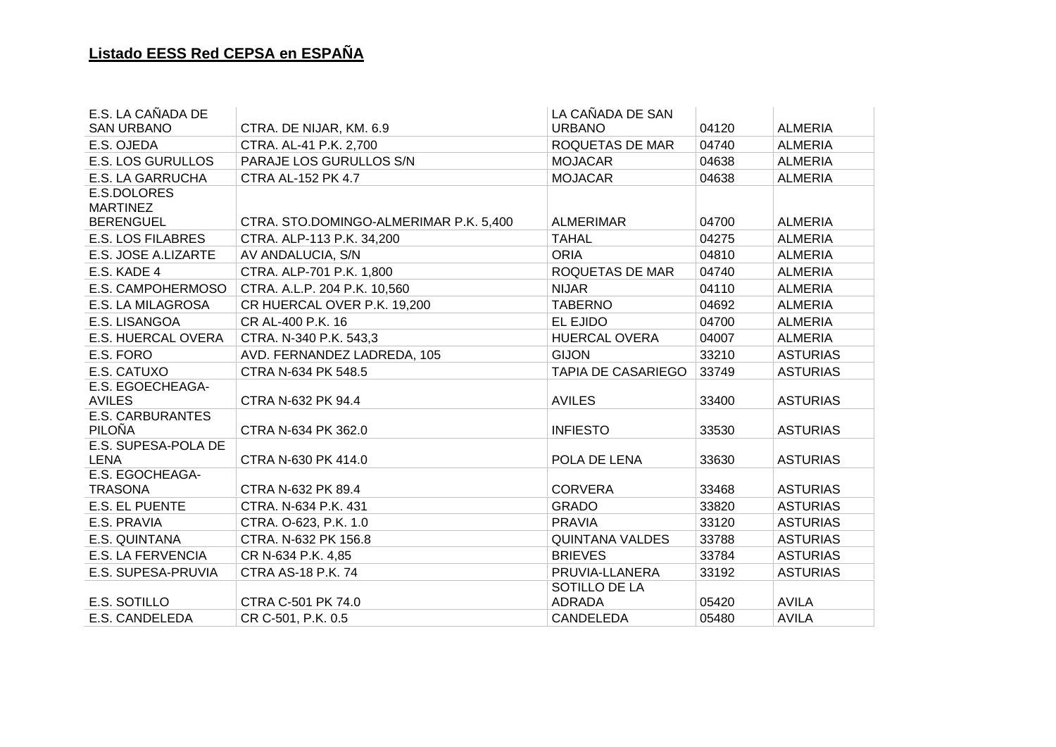## Listado EESS Red CEPSA en ESPAÑA

| | | | | |
|---|---|---|---|---|
| E.S. LA CAÑADA DE SAN URBANO | CTRA. DE NIJAR, KM. 6.9 | LA CAÑADA DE SAN URBANO | 04120 | ALMERIA |
| E.S. OJEDA | CTRA. AL-41 P.K. 2,700 | ROQUETAS DE MAR | 04740 | ALMERIA |
| E.S. LOS GURULLOS | PARAJE LOS GURULLOS S/N | MOJACAR | 04638 | ALMERIA |
| E.S. LA GARRUCHA | CTRA AL-152 PK 4.7 | MOJACAR | 04638 | ALMERIA |
| E.S.DOLORES MARTINEZ BERENGUEL | CTRA. STO.DOMINGO-ALMERIMAR P.K. 5,400 | ALMERIMAR | 04700 | ALMERIA |
| E.S. LOS FILABRES | CTRA. ALP-113 P.K. 34,200 | TAHAL | 04275 | ALMERIA |
| E.S. JOSE A.LIZARTE | AV ANDALUCIA, S/N | ORIA | 04810 | ALMERIA |
| E.S. KADE 4 | CTRA. ALP-701 P.K. 1,800 | ROQUETAS DE MAR | 04740 | ALMERIA |
| E.S. CAMPOHERMOSO | CTRA. A.L.P. 204 P.K. 10,560 | NIJAR | 04110 | ALMERIA |
| E.S. LA MILAGROSA | CR HUERCAL OVER P.K. 19,200 | TABERNO | 04692 | ALMERIA |
| E.S. LISANGOA | CR AL-400 P.K. 16 | EL EJIDO | 04700 | ALMERIA |
| E.S. HUERCAL OVERA | CTRA. N-340 P.K. 543,3 | HUERCAL OVERA | 04007 | ALMERIA |
| E.S. FORO | AVD. FERNANDEZ LADREDA, 105 | GIJON | 33210 | ASTURIAS |
| E.S. CATUXO | CTRA N-634 PK 548.5 | TAPIA DE CASARIEGO | 33749 | ASTURIAS |
| E.S. EGOECHEAGA-AVILES | CTRA N-632 PK 94.4 | AVILES | 33400 | ASTURIAS |
| E.S. CARBURANTES PILOÑA | CTRA N-634 PK 362.0 | INFIESTO | 33530 | ASTURIAS |
| E.S. SUPESA-POLA DE LENA | CTRA N-630 PK 414.0 | POLA DE LENA | 33630 | ASTURIAS |
| E.S. EGOCHEAGA-TRASONA | CTRA N-632 PK 89.4 | CORVERA | 33468 | ASTURIAS |
| E.S. EL PUENTE | CTRA. N-634 P.K. 431 | GRADO | 33820 | ASTURIAS |
| E.S. PRAVIA | CTRA. O-623, P.K. 1.0 | PRAVIA | 33120 | ASTURIAS |
| E.S. QUINTANA | CTRA. N-632 PK 156.8 | QUINTANA VALDES | 33788 | ASTURIAS |
| E.S. LA FERVENCIA | CR N-634 P.K. 4,85 | BRIEVES | 33784 | ASTURIAS |
| E.S. SUPESA-PRUVIA | CTRA AS-18 P.K. 74 | PRUVIA-LLANERA | 33192 | ASTURIAS |
| E.S. SOTILLO | CTRA C-501 PK 74.0 | SOTILLO DE LA ADRADA | 05420 | AVILA |
| E.S. CANDELEDA | CR C-501, P.K. 0.5 | CANDELEDA | 05480 | AVILA |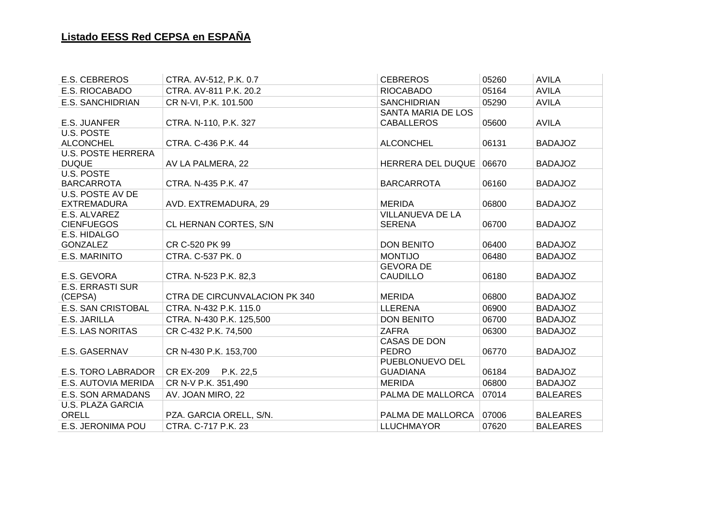## Listado EESS Red CEPSA en ESPAÑA

| | | | | |
|---|---|---|---|---|
| E.S. CEBREROS | CTRA. AV-512, P.K. 0.7 | CEBREROS | 05260 | AVILA |
| E.S. RIOCABADO | CTRA. AV-811 P.K. 20.2 | RIOCABADO | 05164 | AVILA |
| E.S. SANCHIDRIAN | CR N-VI, P.K. 101.500 | SANCHIDRIAN | 05290 | AVILA |
| E.S. JUANFER | CTRA. N-110, P.K. 327 | SANTA MARIA DE LOS CABALLEROS | 05600 | AVILA |
| U.S. POSTE ALCONCHEL | CTRA. C-436 P.K. 44 | ALCONCHEL | 06131 | BADAJOZ |
| U.S. POSTE HERRERA DUQUE | AV LA PALMERA, 22 | HERRERA DEL DUQUE | 06670 | BADAJOZ |
| U.S. POSTE BARCARROTA | CTRA. N-435 P.K. 47 | BARCARROTA | 06160 | BADAJOZ |
| U.S. POSTE AV DE EXTREMADURA | AVD. EXTREMADURA, 29 | MERIDA | 06800 | BADAJOZ |
| E.S. ALVAREZ CIENFUEGOS | CL HERNAN CORTES, S/N | VILLANUEVA DE LA SERENA | 06700 | BADAJOZ |
| E.S. HIDALGO GONZALEZ | CR C-520 PK 99 | DON BENITO | 06400 | BADAJOZ |
| E.S. MARINITO | CTRA. C-537 PK. 0 | MONTIJO | 06480 | BADAJOZ |
| E.S. GEVORA | CTRA. N-523 P.K. 82,3 | GEVORA DE CAUDILLO | 06180 | BADAJOZ |
| E.S. ERRASTI SUR (CEPSA) | CTRA DE CIRCUNVALACION PK 340 | MERIDA | 06800 | BADAJOZ |
| E.S. SAN CRISTOBAL | CTRA. N-432 P.K. 115.0 | LLERENA | 06900 | BADAJOZ |
| E.S. JARILLA | CTRA. N-430 P.K. 125,500 | DON BENITO | 06700 | BADAJOZ |
| E.S. LAS NORITAS | CR C-432 P.K. 74,500 | ZAFRA | 06300 | BADAJOZ |
| E.S. GASERNAV | CR N-430 P.K. 153,700 | CASAS DE DON PEDRO | 06770 | BADAJOZ |
| E.S. TORO LABRADOR | CR EX-209 P.K. 22,5 | PUEBLONUEVO DEL GUADIANA | 06184 | BADAJOZ |
| E.S. AUTOVIA MERIDA | CR N-V P.K. 351,490 | MERIDA | 06800 | BADAJOZ |
| E.S. SON ARMADANS | AV. JOAN MIRO, 22 | PALMA DE MALLORCA | 07014 | BALEARES |
| U.S. PLAZA GARCIA ORELL | PZA. GARCIA ORELL, S/N. | PALMA DE MALLORCA | 07006 | BALEARES |
| E.S. JERONIMA POU | CTRA. C-717 P.K. 23 | LLUCHMAYOR | 07620 | BALEARES |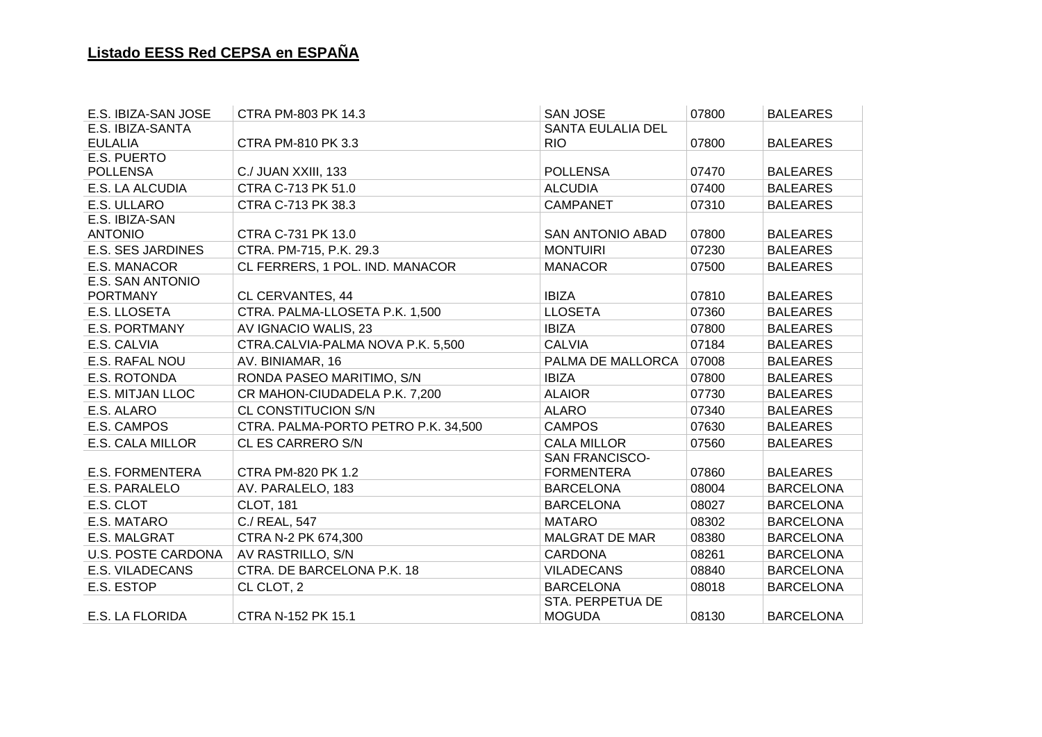## Listado EESS Red CEPSA en ESPAÑA

| | | | | |
|---|---|---|---|---|
| E.S. IBIZA-SAN JOSE | CTRA PM-803 PK 14.3 | SAN JOSE | 07800 | BALEARES |
| E.S. IBIZA-SANTA EULALIA | CTRA PM-810 PK 3.3 | SANTA EULALIA DEL RIO | 07800 | BALEARES |
| E.S. PUERTO POLLENSA | C./ JUAN XXIII, 133 | POLLENSA | 07470 | BALEARES |
| E.S. LA ALCUDIA | CTRA C-713 PK 51.0 | ALCUDIA | 07400 | BALEARES |
| E.S. ULLARO | CTRA C-713 PK 38.3 | CAMPANET | 07310 | BALEARES |
| E.S. IBIZA-SAN ANTONIO | CTRA C-731 PK 13.0 | SAN ANTONIO ABAD | 07800 | BALEARES |
| E.S. SES JARDINES | CTRA. PM-715, P.K. 29.3 | MONTUIRI | 07230 | BALEARES |
| E.S. MANACOR | CL FERRERS, 1 POL. IND. MANACOR | MANACOR | 07500 | BALEARES |
| E.S. SAN ANTONIO PORTMANY | CL CERVANTES, 44 | IBIZA | 07810 | BALEARES |
| E.S. LLOSETA | CTRA. PALMA-LLOSETA P.K. 1,500 | LLOSETA | 07360 | BALEARES |
| E.S. PORTMANY | AV IGNACIO WALIS, 23 | IBIZA | 07800 | BALEARES |
| E.S. CALVIA | CTRA.CALVIA-PALMA NOVA P.K. 5,500 | CALVIA | 07184 | BALEARES |
| E.S. RAFAL NOU | AV. BINIAMAR, 16 | PALMA DE MALLORCA | 07008 | BALEARES |
| E.S. ROTONDA | RONDA PASEO MARITIMO, S/N | IBIZA | 07800 | BALEARES |
| E.S. MITJAN LLOC | CR MAHON-CIUDADELA P.K. 7,200 | ALAIOR | 07730 | BALEARES |
| E.S. ALARO | CL CONSTITUCION S/N | ALARO | 07340 | BALEARES |
| E.S. CAMPOS | CTRA. PALMA-PORTO PETRO P.K. 34,500 | CAMPOS | 07630 | BALEARES |
| E.S. CALA MILLOR | CL ES CARRERO S/N | CALA MILLOR | 07560 | BALEARES |
| E.S. FORMENTERA | CTRA PM-820 PK 1.2 | SAN FRANCISCO-FORMENTERA | 07860 | BALEARES |
| E.S. PARALELO | AV. PARALELO, 183 | BARCELONA | 08004 | BARCELONA |
| E.S. CLOT | CLOT, 181 | BARCELONA | 08027 | BARCELONA |
| E.S. MATARO | C./ REAL, 547 | MATARO | 08302 | BARCELONA |
| E.S. MALGRAT | CTRA N-2 PK 674,300 | MALGRAT DE MAR | 08380 | BARCELONA |
| U.S. POSTE CARDONA | AV RASTRILLO, S/N | CARDONA | 08261 | BARCELONA |
| E.S. VILADECANS | CTRA. DE BARCELONA P.K. 18 | VILADECANS | 08840 | BARCELONA |
| E.S. ESTOP | CL CLOT, 2 | BARCELONA | 08018 | BARCELONA |
| E.S. LA FLORIDA | CTRA N-152 PK 15.1 | STA. PERPETUA DE MOGUDA | 08130 | BARCELONA |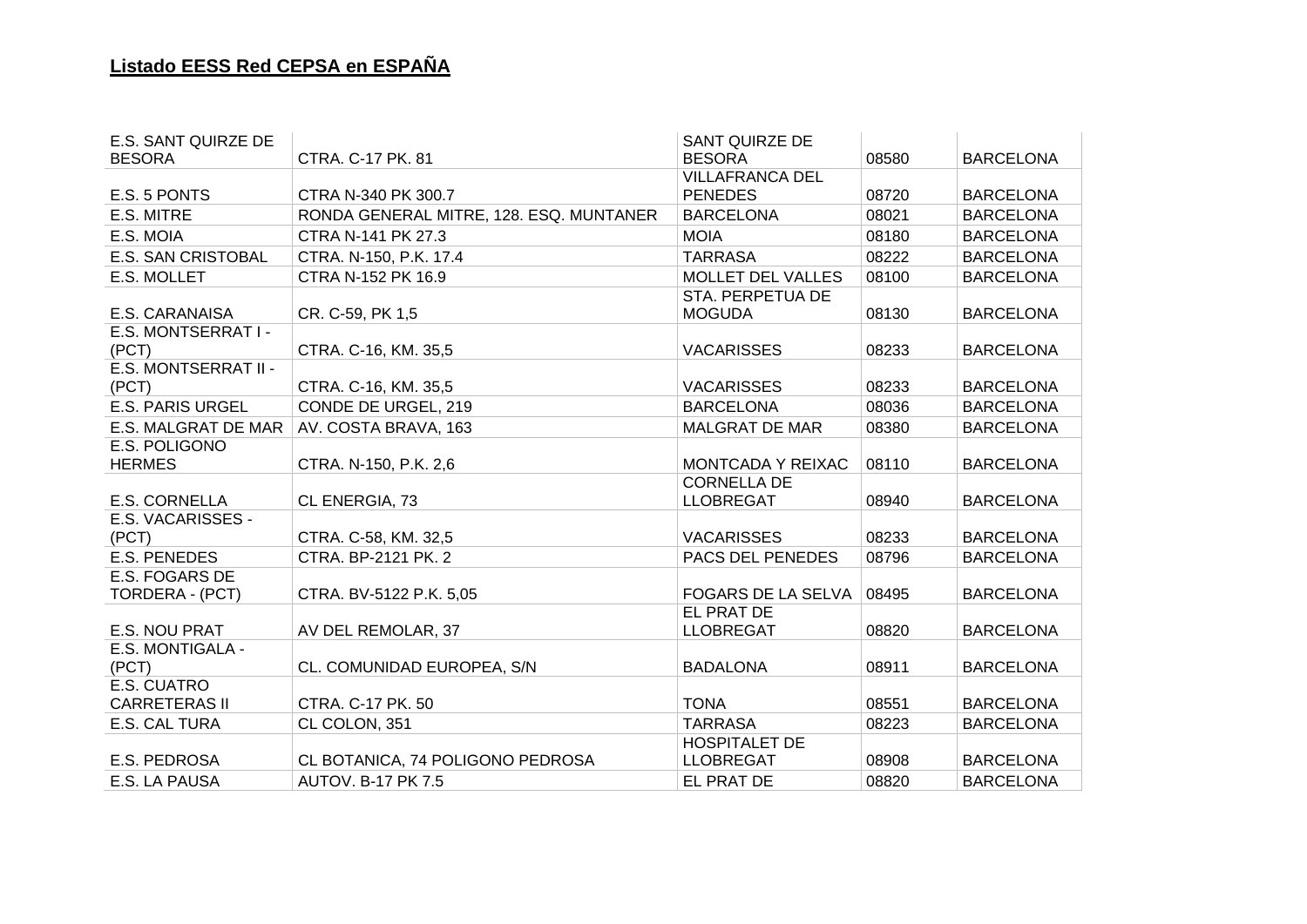**Listado EESS Red CEPSA en ESPAÑA**

| | | | | |
|---|---|---|---|---|
| E.S. SANT QUIRZE DE BESORA | CTRA. C-17 PK. 81 | SANT QUIRZE DE BESORA | 08580 | BARCELONA |
| E.S. 5 PONTS | CTRA N-340 PK 300.7 | VILLAFRANCA DEL PENEDES | 08720 | BARCELONA |
| E.S. MITRE | RONDA GENERAL MITRE, 128. ESQ. MUNTANER | BARCELONA | 08021 | BARCELONA |
| E.S. MOIA | CTRA N-141 PK 27.3 | MOIA | 08180 | BARCELONA |
| E.S. SAN CRISTOBAL | CTRA. N-150, P.K. 17.4 | TARRASA | 08222 | BARCELONA |
| E.S. MOLLET | CTRA N-152 PK 16.9 | MOLLET DEL VALLES | 08100 | BARCELONA |
| E.S. CARANAISA | CR. C-59, PK 1,5 | STA. PERPETUA DE MOGUDA | 08130 | BARCELONA |
| E.S. MONTSERRAT I - (PCT) | CTRA. C-16, KM. 35,5 | VACARISSES | 08233 | BARCELONA |
| E.S. MONTSERRAT II - (PCT) | CTRA. C-16, KM. 35,5 | VACARISSES | 08233 | BARCELONA |
| E.S. PARIS URGEL | CONDE DE URGEL, 219 | BARCELONA | 08036 | BARCELONA |
| E.S. MALGRAT DE MAR | AV. COSTA BRAVA, 163 | MALGRAT DE MAR | 08380 | BARCELONA |
| E.S. POLIGONO HERMES | CTRA. N-150, P.K. 2,6 | MONTCADA Y REIXAC | 08110 | BARCELONA |
| E.S. CORNELLA | CL ENERGIA, 73 | CORNELLA DE LLOBREGAT | 08940 | BARCELONA |
| E.S. VACARISSES - (PCT) | CTRA. C-58, KM. 32,5 | VACARISSES | 08233 | BARCELONA |
| E.S. PENEDES | CTRA. BP-2121 PK. 2 | PACS DEL PENEDES | 08796 | BARCELONA |
| E.S. FOGARS DE TORDERA - (PCT) | CTRA. BV-5122 P.K. 5,05 | FOGARS DE LA SELVA | 08495 | BARCELONA |
| E.S. NOU PRAT | AV DEL REMOLAR, 37 | EL PRAT DE LLOBREGAT | 08820 | BARCELONA |
| E.S. MONTIGALA - (PCT) | CL. COMUNIDAD EUROPEA, S/N | BADALONA | 08911 | BARCELONA |
| E.S. CUATRO CARRETERAS II | CTRA. C-17 PK. 50 | TONA | 08551 | BARCELONA |
| E.S. CAL TURA | CL COLON, 351 | TARRASA | 08223 | BARCELONA |
| E.S. PEDROSA | CL BOTANICA, 74 POLIGONO PEDROSA | HOSPITALET DE LLOBREGAT | 08908 | BARCELONA |
| E.S. LA PAUSA | AUTOV. B-17 PK 7.5 | EL PRAT DE | 08820 | BARCELONA |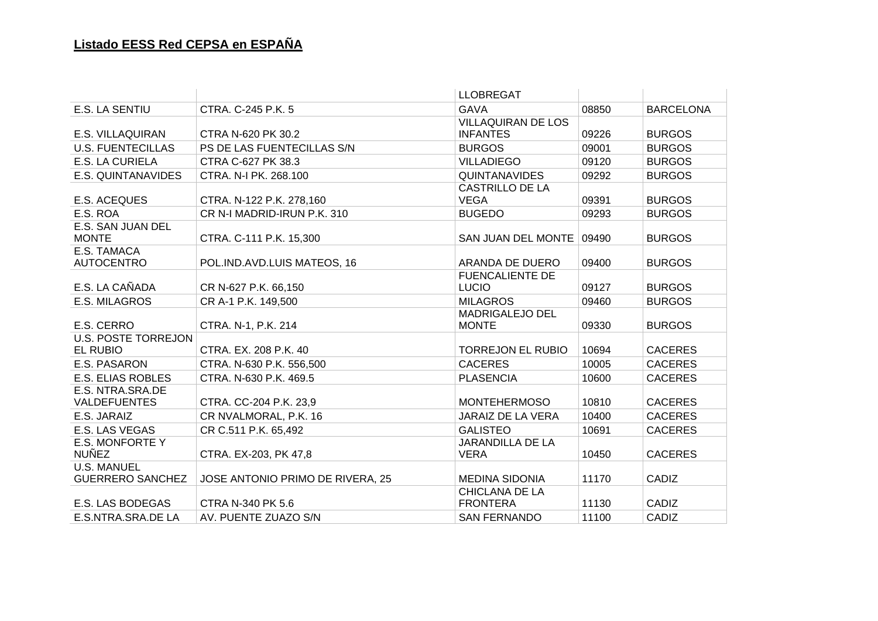## Listado EESS Red CEPSA en ESPAÑA

| | | | | |
|---|---|---|---|---|
| | | LLOBREGAT | | |
| E.S. LA SENTIU | CTRA. C-245 P.K. 5 | GAVA | 08850 | BARCELONA |
| E.S. VILLAQUIRAN | CTRA N-620 PK 30.2 | VILLAQUIRAN DE LOS INFANTES | 09226 | BURGOS |
| U.S. FUENTECILLAS | PS DE LAS FUENTECILLAS S/N | BURGOS | 09001 | BURGOS |
| E.S. LA CURIELA | CTRA C-627 PK 38.3 | VILLADIEGO | 09120 | BURGOS |
| E.S. QUINTANAVIDES | CTRA. N-I PK. 268.100 | QUINTANAVIDES | 09292 | BURGOS |
| E.S. ACEQUES | CTRA. N-122 P.K. 278,160 | CASTRILLO DE LA VEGA | 09391 | BURGOS |
| E.S. ROA | CR N-I MADRID-IRUN P.K. 310 | BUGEDO | 09293 | BURGOS |
| E.S. SAN JUAN DEL MONTE | CTRA. C-111 P.K. 15,300 | SAN JUAN DEL MONTE | 09490 | BURGOS |
| E.S. TAMACA AUTOCENTRO | POL.IND.AVD.LUIS MATEOS, 16 | ARANDA DE DUERO | 09400 | BURGOS |
| E.S. LA CAÑADA | CR N-627 P.K. 66,150 | FUENCALIENTE DE LUCIO | 09127 | BURGOS |
| E.S. MILAGROS | CR A-1 P.K. 149,500 | MILAGROS | 09460 | BURGOS |
| E.S. CERRO | CTRA. N-1, P.K. 214 | MADRIGALEJO DEL MONTE | 09330 | BURGOS |
| U.S. POSTE TORREJON EL RUBIO | CTRA. EX. 208 P.K. 40 | TORREJON EL RUBIO | 10694 | CACERES |
| E.S. PASARON | CTRA. N-630 P.K. 556,500 | CACERES | 10005 | CACERES |
| E.S. ELIAS ROBLES | CTRA. N-630 P.K. 469.5 | PLASENCIA | 10600 | CACERES |
| E.S. NTRA.SRA.DE VALDEFUENTES | CTRA. CC-204 P.K. 23,9 | MONTEHERMOSO | 10810 | CACERES |
| E.S. JARAIZ | CR NVALMORAL, P.K. 16 | JARAIZ DE LA VERA | 10400 | CACERES |
| E.S. LAS VEGAS | CR C.511 P.K. 65,492 | GALISTEO | 10691 | CACERES |
| E.S. MONFORTE Y NUÑEZ | CTRA. EX-203, PK 47,8 | JARANDILLA DE LA VERA | 10450 | CACERES |
| U.S. MANUEL GUERRERO SANCHEZ | JOSE ANTONIO PRIMO DE RIVERA, 25 | MEDINA SIDONIA | 11170 | CADIZ |
| E.S. LAS BODEGAS | CTRA N-340 PK 5.6 | CHICLANA DE LA FRONTERA | 11130 | CADIZ |
| E.S.NTRA.SRA.DE LA | AV. PUENTE ZUAZO S/N | SAN FERNANDO | 11100 | CADIZ |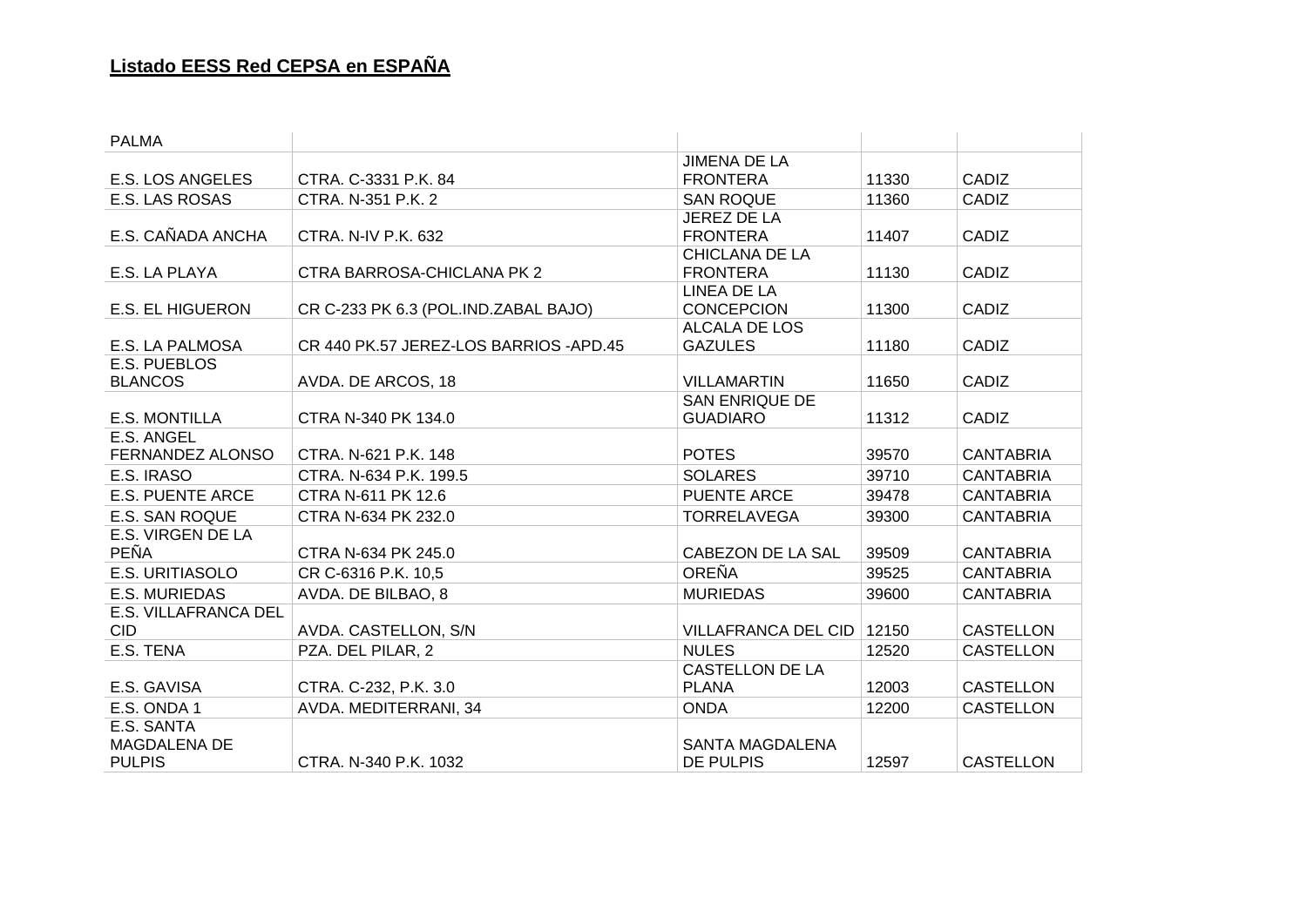## Listado EESS Red CEPSA en ESPAÑA

| | | | | |
|---|---|---|---|---|
| PALMA | | | | |
| E.S. LOS ANGELES | CTRA. C-3331 P.K. 84 | JIMENA DE LA FRONTERA | 11330 | CADIZ |
| E.S. LAS ROSAS | CTRA. N-351 P.K. 2 | SAN ROQUE | 11360 | CADIZ |
| E.S. CAÑADA ANCHA | CTRA. N-IV P.K. 632 | JEREZ DE LA FRONTERA | 11407 | CADIZ |
| E.S. LA PLAYA | CTRA BARROSA-CHICLANA PK 2 | CHICLANA DE LA FRONTERA | 11130 | CADIZ |
| E.S. EL HIGUERON | CR C-233 PK 6.3 (POL.IND.ZABAL BAJO) | LINEA DE LA CONCEPCION | 11300 | CADIZ |
| E.S. LA PALMOSA | CR 440 PK.57 JEREZ-LOS BARRIOS -APD.45 | ALCALA DE LOS GAZULES | 11180 | CADIZ |
| E.S. PUEBLOS BLANCOS | AVDA. DE ARCOS, 18 | VILLAMARTIN | 11650 | CADIZ |
| E.S. MONTILLA | CTRA N-340 PK 134.0 | SAN ENRIQUE DE GUADIARO | 11312 | CADIZ |
| E.S. ANGEL FERNANDEZ ALONSO | CTRA. N-621 P.K. 148 | POTES | 39570 | CANTABRIA |
| E.S. IRASO | CTRA. N-634 P.K. 199.5 | SOLARES | 39710 | CANTABRIA |
| E.S. PUENTE ARCE | CTRA N-611 PK 12.6 | PUENTE ARCE | 39478 | CANTABRIA |
| E.S. SAN ROQUE | CTRA N-634 PK 232.0 | TORRELAVEGA | 39300 | CANTABRIA |
| E.S. VIRGEN DE LA PEÑA | CTRA N-634 PK 245.0 | CABEZON DE LA SAL | 39509 | CANTABRIA |
| E.S. URITIASOLO | CR C-6316 P.K. 10,5 | OREÑA | 39525 | CANTABRIA |
| E.S. MURIEDAS | AVDA. DE BILBAO, 8 | MURIEDAS | 39600 | CANTABRIA |
| E.S. VILLAFRANCA DEL CID | AVDA. CASTELLON, S/N | VILLAFRANCA DEL CID | 12150 | CASTELLON |
| E.S. TENA | PZA. DEL PILAR, 2 | NULES | 12520 | CASTELLON |
| E.S. GAVISA | CTRA. C-232, P.K. 3.0 | CASTELLON DE LA PLANA | 12003 | CASTELLON |
| E.S. ONDA 1 | AVDA. MEDITERRANI, 34 | ONDA | 12200 | CASTELLON |
| E.S. SANTA MAGDALENA DE PULPIS | CTRA. N-340 P.K. 1032 | SANTA MAGDALENA DE PULPIS | 12597 | CASTELLON |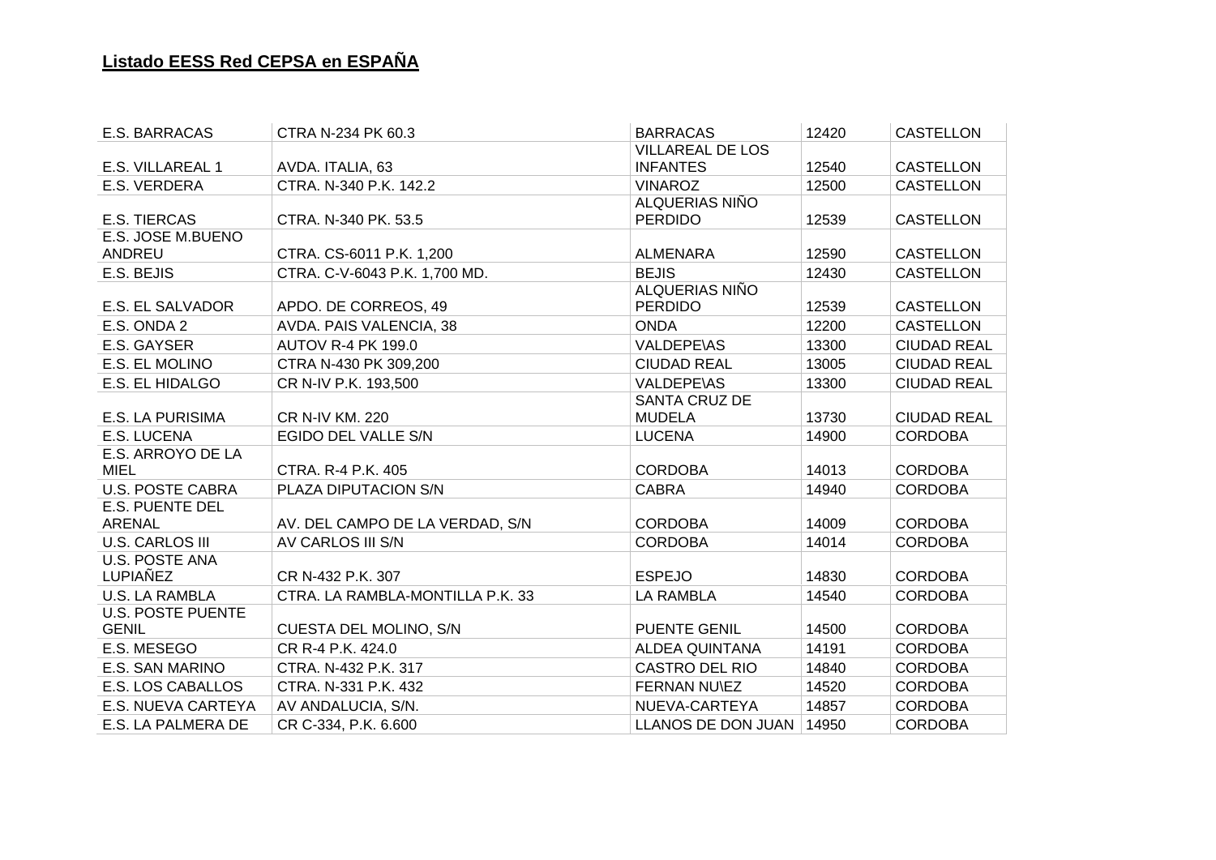## Listado EESS Red CEPSA en ESPAÑA

| | | | | |
|---|---|---|---|---|
| E.S. BARRACAS | CTRA N-234 PK 60.3 | BARRACAS | 12420 | CASTELLON |
| E.S. VILLAREAL 1 | AVDA. ITALIA, 63 | VILLAREAL DE LOS INFANTES | 12540 | CASTELLON |
| E.S. VERDERA | CTRA. N-340 P.K. 142.2 | VINAROZ | 12500 | CASTELLON |
| E.S. TIERCAS | CTRA. N-340 PK. 53.5 | ALQUERIAS NIÑO PERDIDO | 12539 | CASTELLON |
| E.S. JOSE M.BUENO ANDREU | CTRA. CS-6011 P.K. 1,200 | ALMENARA | 12590 | CASTELLON |
| E.S. BEJIS | CTRA. C-V-6043 P.K. 1,700 MD. | BEJIS | 12430 | CASTELLON |
| E.S. EL SALVADOR | APDO. DE CORREOS, 49 | ALQUERIAS NIÑO PERDIDO | 12539 | CASTELLON |
| E.S. ONDA 2 | AVDA. PAIS VALENCIA, 38 | ONDA | 12200 | CASTELLON |
| E.S. GAYSER | AUTOV R-4 PK 199.0 | VALDEPE\AS | 13300 | CIUDAD REAL |
| E.S. EL MOLINO | CTRA N-430 PK 309,200 | CIUDAD REAL | 13005 | CIUDAD REAL |
| E.S. EL HIDALGO | CR N-IV P.K. 193,500 | VALDEPE\AS | 13300 | CIUDAD REAL |
| E.S. LA PURISIMA | CR N-IV KM. 220 | SANTA CRUZ DE MUDELA | 13730 | CIUDAD REAL |
| E.S. LUCENA | EGIDO DEL VALLE S/N | LUCENA | 14900 | CORDOBA |
| E.S. ARROYO DE LA MIEL | CTRA. R-4 P.K. 405 | CORDOBA | 14013 | CORDOBA |
| U.S. POSTE CABRA | PLAZA DIPUTACION S/N | CABRA | 14940 | CORDOBA |
| E.S. PUENTE DEL ARENAL | AV. DEL CAMPO DE LA VERDAD, S/N | CORDOBA | 14009 | CORDOBA |
| U.S. CARLOS III | AV CARLOS III S/N | CORDOBA | 14014 | CORDOBA |
| U.S. POSTE ANA LUPIAÑEZ | CR N-432 P.K. 307 | ESPEJO | 14830 | CORDOBA |
| U.S. LA RAMBLA | CTRA. LA RAMBLA-MONTILLA P.K. 33 | LA RAMBLA | 14540 | CORDOBA |
| U.S. POSTE PUENTE GENIL | CUESTA DEL MOLINO, S/N | PUENTE GENIL | 14500 | CORDOBA |
| E.S. MESEGO | CR R-4 P.K. 424.0 | ALDEA QUINTANA | 14191 | CORDOBA |
| E.S. SAN MARINO | CTRA. N-432 P.K. 317 | CASTRO DEL RIO | 14840 | CORDOBA |
| E.S. LOS CABALLOS | CTRA. N-331 P.K. 432 | FERNAN NU\EZ | 14520 | CORDOBA |
| E.S. NUEVA CARTEYA | AV ANDALUCIA, S/N. | NUEVA-CARTEYA | 14857 | CORDOBA |
| E.S. LA PALMERA DE | CR C-334, P.K. 6.600 | LLANOS DE DON JUAN | 14950 | CORDOBA |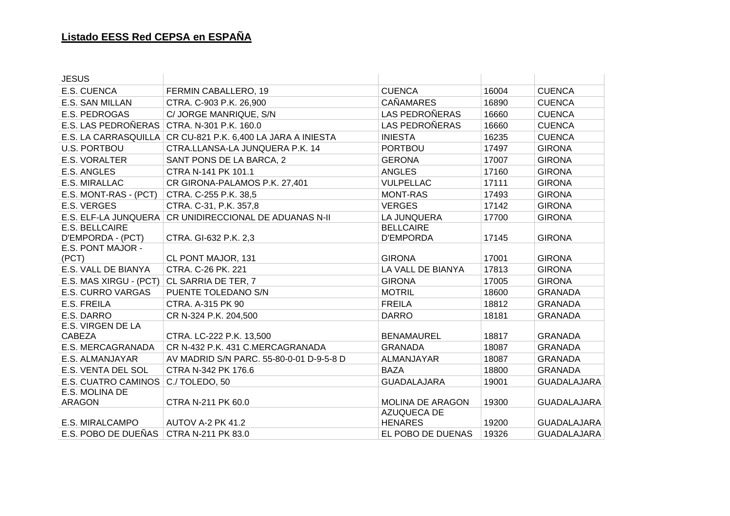## Listado EESS Red CEPSA en ESPAÑA

| | | | | |
|---|---|---|---|---|
| JESUS | | | | |
| E.S. CUENCA | FERMIN CABALLERO, 19 | CUENCA | 16004 | CUENCA |
| E.S. SAN MILLAN | CTRA. C-903 P.K. 26,900 | CAÑAMARES | 16890 | CUENCA |
| E.S. PEDROGAS | C/ JORGE MANRIQUE, S/N | LAS PEDROÑERAS | 16660 | CUENCA |
| E.S. LAS PEDROÑERAS | CTRA. N-301 P.K. 160.0 | LAS PEDROÑERAS | 16660 | CUENCA |
| E.S. LA CARRASQUILLA | CR CU-821 P.K. 6,400 LA JARA A INIESTA | INIESTA | 16235 | CUENCA |
| U.S. PORTBOU | CTRA.LLANSA-LA JUNQUERA P.K. 14 | PORTBOU | 17497 | GIRONA |
| E.S. VORALTER | SANT PONS DE LA BARCA, 2 | GERONA | 17007 | GIRONA |
| E.S. ANGLES | CTRA N-141 PK 101.1 | ANGLES | 17160 | GIRONA |
| E.S. MIRALLAC | CR GIRONA-PALAMOS P.K. 27,401 | VULPELLAC | 17111 | GIRONA |
| E.S. MONT-RAS - (PCT) | CTRA. C-255 P.K. 38,5 | MONT-RAS | 17493 | GIRONA |
| E.S. VERGES | CTRA. C-31, P.K. 357,8 | VERGES | 17142 | GIRONA |
| E.S. ELF-LA JUNQUERA | CR UNIDIRECCIONAL DE ADUANAS N-II | LA JUNQUERA | 17700 | GIRONA |
| E.S. BELLCAIRE D'EMPORDA - (PCT) | CTRA. GI-632 P.K. 2,3 | BELLCAIRE D'EMPORDA | 17145 | GIRONA |
| E.S. PONT MAJOR - (PCT) | CL PONT MAJOR, 131 | GIRONA | 17001 | GIRONA |
| E.S. VALL DE BIANYA | CTRA. C-26 PK. 221 | LA VALL DE BIANYA | 17813 | GIRONA |
| E.S. MAS XIRGU - (PCT) | CL SARRIA DE TER, 7 | GIRONA | 17005 | GIRONA |
| E.S. CURRO VARGAS | PUENTE TOLEDANO S/N | MOTRIL | 18600 | GRANADA |
| E.S. FREILA | CTRA. A-315 PK 90 | FREILA | 18812 | GRANADA |
| E.S. DARRO | CR N-324 P.K. 204,500 | DARRO | 18181 | GRANADA |
| E.S. VIRGEN DE LA CABEZA | CTRA. LC-222 P.K. 13,500 | BENAMAUREL | 18817 | GRANADA |
| E.S. MERCAGRANADA | CR N-432 P.K. 431 C.MERCAGRANADA | GRANADA | 18087 | GRANADA |
| E.S. ALMANJAYAR | AV MADRID S/N PARC. 55-80-0-01 D-9-5-8 D | ALMANJAYAR | 18087 | GRANADA |
| E.S. VENTA DEL SOL | CTRA N-342 PK 176.6 | BAZA | 18800 | GRANADA |
| E.S. CUATRO CAMINOS | C./ TOLEDO, 50 | GUADALAJARA | 19001 | GUADALAJARA |
| E.S. MOLINA DE ARAGON | CTRA N-211 PK 60.0 | MOLINA DE ARAGON | 19300 | GUADALAJARA |
| E.S. MIRALCAMPO | AUTOV A-2 PK 41.2 | AZUQUECA DE HENARES | 19200 | GUADALAJARA |
| E.S. POBO DE DUEÑAS | CTRA N-211 PK 83.0 | EL POBO DE DUENAS | 19326 | GUADALAJARA |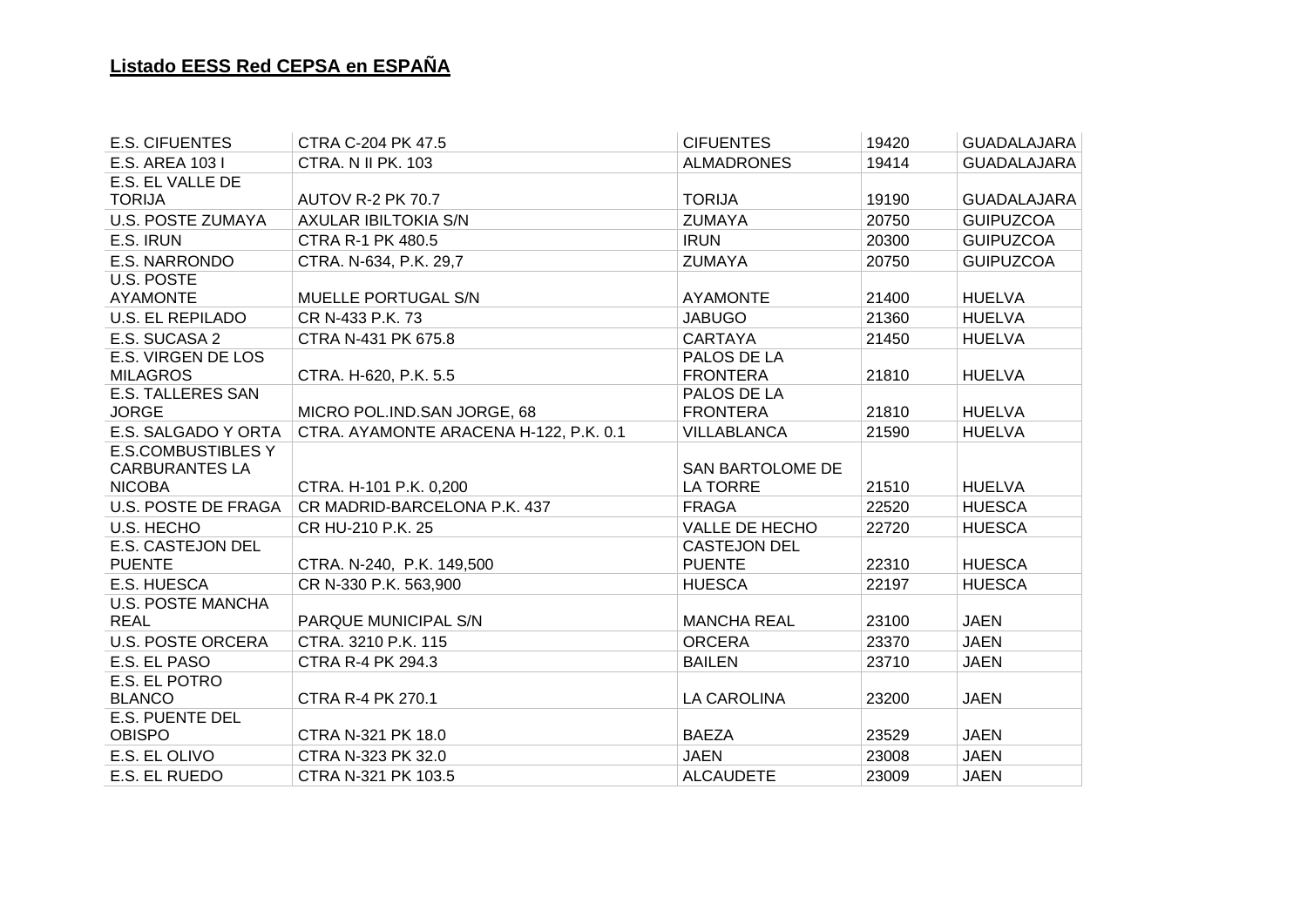## Listado EESS Red CEPSA en ESPAÑA

| | | | | |
|---|---|---|---|---|
| E.S. CIFUENTES | CTRA C-204 PK 47.5 | CIFUENTES | 19420 | GUADALAJARA |
| E.S. AREA 103 I | CTRA. N II PK. 103 | ALMADRONES | 19414 | GUADALAJARA |
| E.S. EL VALLE DE TORIJA | AUTOV R-2 PK 70.7 | TORIJA | 19190 | GUADALAJARA |
| U.S. POSTE ZUMAYA | AXULAR IBILTOKIA S/N | ZUMAYA | 20750 | GUIPUZCOA |
| E.S. IRUN | CTRA R-1 PK 480.5 | IRUN | 20300 | GUIPUZCOA |
| E.S. NARRONDO | CTRA. N-634, P.K. 29,7 | ZUMAYA | 20750 | GUIPUZCOA |
| U.S. POSTE AYAMONTE | MUELLE PORTUGAL S/N | AYAMONTE | 21400 | HUELVA |
| U.S. EL REPILADO | CR N-433 P.K. 73 | JABUGO | 21360 | HUELVA |
| E.S. SUCASA 2 | CTRA N-431 PK 675.8 | CARTAYA | 21450 | HUELVA |
| E.S. VIRGEN DE LOS MILAGROS | CTRA. H-620, P.K. 5.5 | PALOS DE LA FRONTERA | 21810 | HUELVA |
| E.S. TALLERES SAN JORGE | MICRO POL.IND.SAN JORGE, 68 | PALOS DE LA FRONTERA | 21810 | HUELVA |
| E.S. SALGADO Y ORTA | CTRA. AYAMONTE ARACENA H-122, P.K. 0.1 | VILLABLANCA | 21590 | HUELVA |
| E.S.COMBUSTIBLES Y CARBURANTES LA NICOBA | CTRA. H-101 P.K. 0,200 | SAN BARTOLOME DE LA TORRE | 21510 | HUELVA |
| U.S. POSTE DE FRAGA | CR MADRID-BARCELONA P.K. 437 | FRAGA | 22520 | HUESCA |
| U.S. HECHO | CR HU-210 P.K. 25 | VALLE DE HECHO | 22720 | HUESCA |
| E.S. CASTEJON DEL PUENTE | CTRA. N-240, P.K. 149,500 | CASTEJON DEL PUENTE | 22310 | HUESCA |
| E.S. HUESCA | CR N-330 P.K. 563,900 | HUESCA | 22197 | HUESCA |
| U.S. POSTE MANCHA REAL | PARQUE MUNICIPAL S/N | MANCHA REAL | 23100 | JAEN |
| U.S. POSTE ORCERA | CTRA. 3210 P.K. 115 | ORCERA | 23370 | JAEN |
| E.S. EL PASO | CTRA R-4 PK 294.3 | BAILEN | 23710 | JAEN |
| E.S. EL POTRO BLANCO | CTRA R-4 PK 270.1 | LA CAROLINA | 23200 | JAEN |
| E.S. PUENTE DEL OBISPO | CTRA N-321 PK 18.0 | BAEZA | 23529 | JAEN |
| E.S. EL OLIVO | CTRA N-323 PK 32.0 | JAEN | 23008 | JAEN |
| E.S. EL RUEDO | CTRA N-321 PK 103.5 | ALCAUDETE | 23009 | JAEN |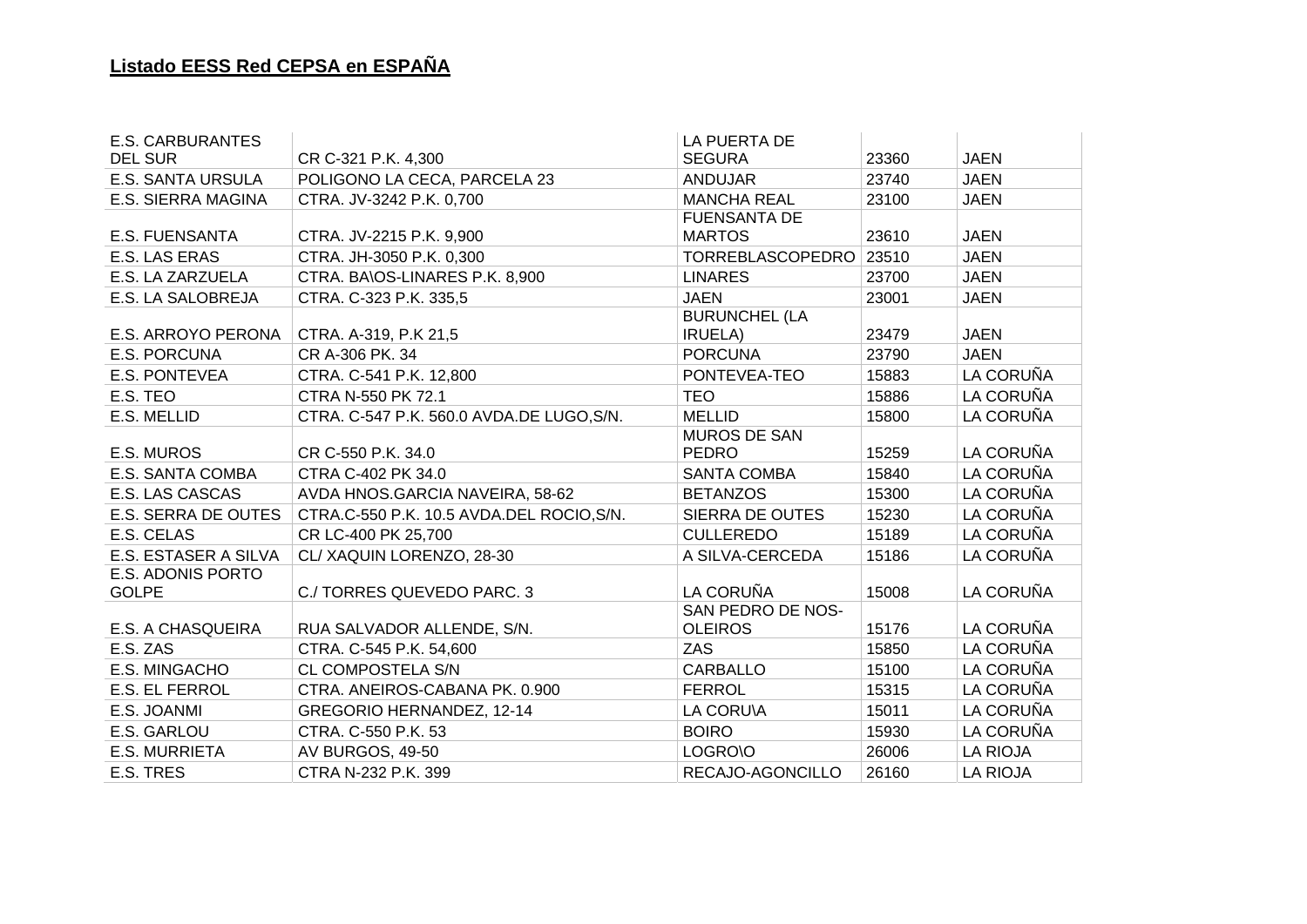## Listado EESS Red CEPSA en ESPAÑA

| | | | | |
|---|---|---|---|---|
| E.S. CARBURANTES DEL SUR | CR C-321 P.K. 4,300 | LA PUERTA DE SEGURA | 23360 | JAEN |
| E.S. SANTA URSULA | POLIGONO LA CECA, PARCELA 23 | ANDUJAR | 23740 | JAEN |
| E.S. SIERRA MAGINA | CTRA. JV-3242 P.K. 0,700 | MANCHA REAL | 23100 | JAEN |
| E.S. FUENSANTA | CTRA. JV-2215 P.K. 9,900 | FUENSANTA DE MARTOS | 23610 | JAEN |
| E.S. LAS ERAS | CTRA. JH-3050 P.K. 0,300 | TORREBLASCOPEDRO | 23510 | JAEN |
| E.S. LA ZARZUELA | CTRA. BA\OS-LINARES P.K. 8,900 | LINARES | 23700 | JAEN |
| E.S. LA SALOBREJA | CTRA. C-323 P.K. 335,5 | JAEN | 23001 | JAEN |
| E.S. ARROYO PERONA | CTRA. A-319, P.K 21,5 | BURUNCHEL (LA IRUELA) | 23479 | JAEN |
| E.S. PORCUNA | CR A-306 PK. 34 | PORCUNA | 23790 | JAEN |
| E.S. PONTEVEA | CTRA. C-541 P.K. 12,800 | PONTEVEA-TEO | 15883 | LA CORUÑA |
| E.S. TEO | CTRA N-550 PK 72.1 | TEO | 15886 | LA CORUÑA |
| E.S. MELLID | CTRA. C-547 P.K. 560.0 AVDA.DE LUGO,S/N. | MELLID | 15800 | LA CORUÑA |
| E.S. MUROS | CR C-550 P.K. 34.0 | MUROS DE SAN PEDRO | 15259 | LA CORUÑA |
| E.S. SANTA COMBA | CTRA C-402 PK 34.0 | SANTA COMBA | 15840 | LA CORUÑA |
| E.S. LAS CASCAS | AVDA HNOS.GARCIA NAVEIRA, 58-62 | BETANZOS | 15300 | LA CORUÑA |
| E.S. SERRA DE OUTES | CTRA.C-550 P.K. 10.5 AVDA.DEL ROCIO,S/N. | SIERRA DE OUTES | 15230 | LA CORUÑA |
| E.S. CELAS | CR LC-400 PK 25,700 | CULLEREDO | 15189 | LA CORUÑA |
| E.S. ESTASER A SILVA | CL/ XAQUIN LORENZO, 28-30 | A SILVA-CERCEDA | 15186 | LA CORUÑA |
| E.S. ADONIS PORTO GOLPE | C./ TORRES QUEVEDO PARC. 3 | LA CORUÑA | 15008 | LA CORUÑA |
| E.S. A CHASQUEIRA | RUA SALVADOR ALLENDE, S/N. | SAN PEDRO DE NOS-OLEIROS | 15176 | LA CORUÑA |
| E.S. ZAS | CTRA. C-545 P.K. 54,600 | ZAS | 15850 | LA CORUÑA |
| E.S. MINGACHO | CL COMPOSTELA S/N | CARBALLO | 15100 | LA CORUÑA |
| E.S. EL FERROL | CTRA. ANEIROS-CABANA PK. 0.900 | FERROL | 15315 | LA CORUÑA |
| E.S. JOANMI | GREGORIO HERNANDEZ, 12-14 | LA CORU\A | 15011 | LA CORUÑA |
| E.S. GARLOU | CTRA. C-550 P.K. 53 | BOIRO | 15930 | LA CORUÑA |
| E.S. MURRIETA | AV BURGOS, 49-50 | LOGRO\O | 26006 | LA RIOJA |
| E.S. TRES | CTRA N-232 P.K. 399 | RECAJO-AGONCILLO | 26160 | LA RIOJA |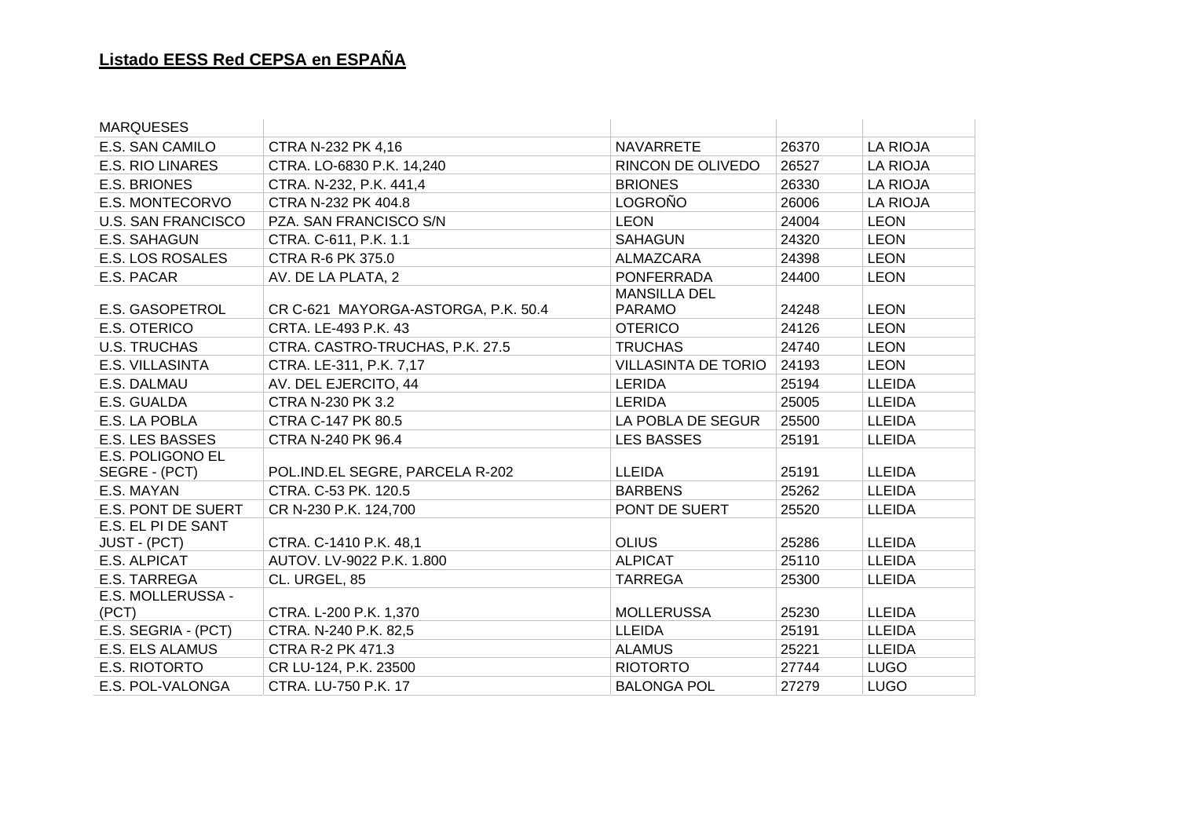## Listado EESS Red CEPSA en ESPAÑA

| | | | | |
|---|---|---|---|---|
| MARQUESES | | | | |
| E.S. SAN CAMILO | CTRA N-232 PK 4,16 | NAVARRETE | 26370 | LA RIOJA |
| E.S. RIO LINARES | CTRA. LO-6830 P.K. 14,240 | RINCON DE OLIVEDO | 26527 | LA RIOJA |
| E.S. BRIONES | CTRA. N-232, P.K. 441,4 | BRIONES | 26330 | LA RIOJA |
| E.S. MONTECORVO | CTRA N-232 PK 404.8 | LOGROÑO | 26006 | LA RIOJA |
| U.S. SAN FRANCISCO | PZA. SAN FRANCISCO S/N | LEON | 24004 | LEON |
| E.S. SAHAGUN | CTRA. C-611, P.K. 1.1 | SAHAGUN | 24320 | LEON |
| E.S. LOS ROSALES | CTRA R-6 PK 375.0 | ALMAZCARA | 24398 | LEON |
| E.S. PACAR | AV. DE LA PLATA, 2 | PONFERRADA | 24400 | LEON |
| E.S. GASOPETROL | CR C-621 MAYORGA-ASTORGA, P.K. 50.4 | MANSILLA DEL PARAMO | 24248 | LEON |
| E.S. OTERICO | CRTA. LE-493 P.K. 43 | OTERICO | 24126 | LEON |
| U.S. TRUCHAS | CTRA. CASTRO-TRUCHAS, P.K. 27.5 | TRUCHAS | 24740 | LEON |
| E.S. VILLASINTA | CTRA. LE-311, P.K. 7,17 | VILLASINTA DE TORIO | 24193 | LEON |
| E.S. DALMAU | AV. DEL EJERCITO, 44 | LERIDA | 25194 | LLEIDA |
| E.S. GUALDA | CTRA N-230 PK 3.2 | LERIDA | 25005 | LLEIDA |
| E.S. LA POBLA | CTRA C-147 PK 80.5 | LA POBLA DE SEGUR | 25500 | LLEIDA |
| E.S. LES BASSES | CTRA N-240 PK 96.4 | LES BASSES | 25191 | LLEIDA |
| E.S. POLIGONO EL SEGRE - (PCT) | POL.IND.EL SEGRE, PARCELA R-202 | LLEIDA | 25191 | LLEIDA |
| E.S. MAYAN | CTRA. C-53 PK. 120.5 | BARBENS | 25262 | LLEIDA |
| E.S. PONT DE SUERT | CR N-230 P.K. 124,700 | PONT DE SUERT | 25520 | LLEIDA |
| E.S. EL PI DE SANT JUST - (PCT) | CTRA. C-1410 P.K. 48,1 | OLIUS | 25286 | LLEIDA |
| E.S. ALPICAT | AUTOV. LV-9022 P.K. 1.800 | ALPICAT | 25110 | LLEIDA |
| E.S. TARREGA | CL. URGEL, 85 | TARREGA | 25300 | LLEIDA |
| E.S. MOLLERUSSA - (PCT) | CTRA. L-200 P.K. 1,370 | MOLLERUSSA | 25230 | LLEIDA |
| E.S. SEGRIA - (PCT) | CTRA. N-240 P.K. 82,5 | LLEIDA | 25191 | LLEIDA |
| E.S. ELS ALAMUS | CTRA R-2 PK 471.3 | ALAMUS | 25221 | LLEIDA |
| E.S. RIOTORTO | CR LU-124, P.K. 23500 | RIOTORTO | 27744 | LUGO |
| E.S. POL-VALONGA | CTRA. LU-750 P.K. 17 | BALONGA POL | 27279 | LUGO |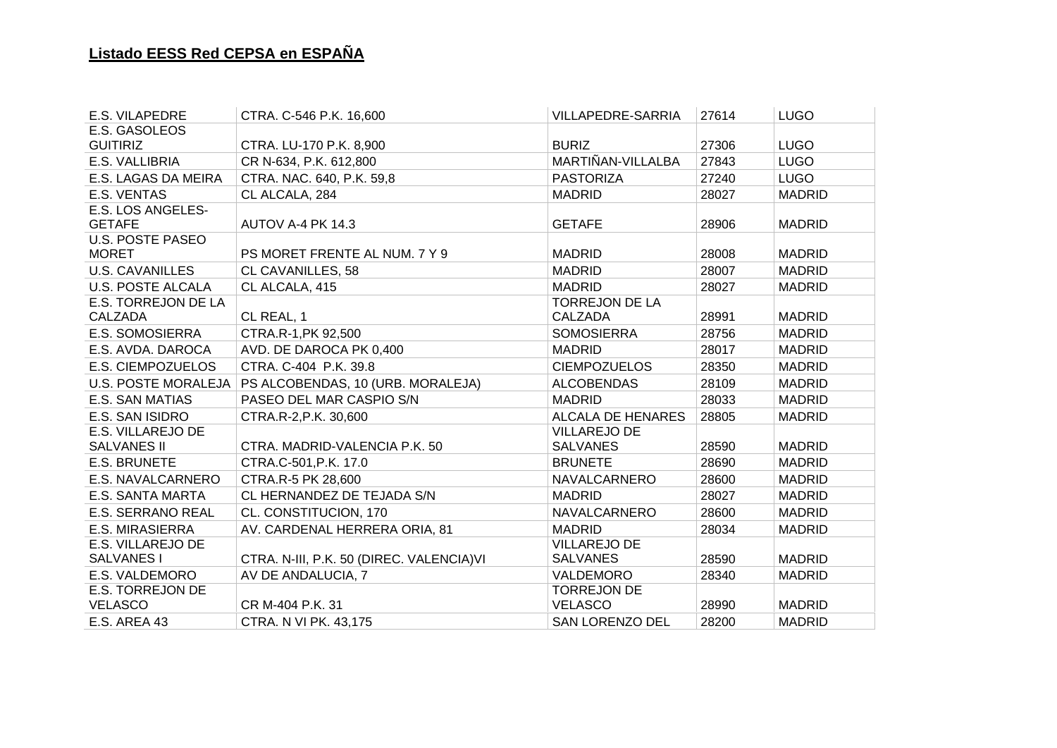## Listado EESS Red CEPSA en ESPAÑA

| | | | | |
|---|---|---|---|---|
| E.S. VILAPEDRE | CTRA. C-546 P.K. 16,600 | VILLAPEDRE-SARRIA | 27614 | LUGO |
| E.S. GASOLEOS GUITIRIZ | CTRA. LU-170 P.K. 8,900 | BURIZ | 27306 | LUGO |
| E.S. VALLIBRIA | CR N-634, P.K. 612,800 | MARTIÑAN-VILLALBA | 27843 | LUGO |
| E.S. LAGAS DA MEIRA | CTRA. NAC. 640, P.K. 59,8 | PASTORIZA | 27240 | LUGO |
| E.S. VENTAS | CL ALCALA, 284 | MADRID | 28027 | MADRID |
| E.S. LOS ANGELES-GETAFE | AUTOV A-4 PK 14.3 | GETAFE | 28906 | MADRID |
| U.S. POSTE PASEO MORET | PS MORET FRENTE AL NUM. 7 Y 9 | MADRID | 28008 | MADRID |
| U.S. CAVANILLES | CL CAVANILLES, 58 | MADRID | 28007 | MADRID |
| U.S. POSTE ALCALA | CL ALCALA, 415 | MADRID | 28027 | MADRID |
| E.S. TORREJON DE LA CALZADA | CL REAL, 1 | TORREJON DE LA CALZADA | 28991 | MADRID |
| E.S. SOMOSIERRA | CTRA.R-1,PK 92,500 | SOMOSIERRA | 28756 | MADRID |
| E.S. AVDA. DAROCA | AVD. DE DAROCA PK 0,400 | MADRID | 28017 | MADRID |
| E.S. CIEMPOZUELOS | CTRA. C-404 P.K. 39.8 | CIEMPOZUELOS | 28350 | MADRID |
| U.S. POSTE MORALEJA | PS ALCOBENDAS, 10 (URB. MORALEJA) | ALCOBENDAS | 28109 | MADRID |
| E.S. SAN MATIAS | PASEO DEL MAR CASPIO S/N | MADRID | 28033 | MADRID |
| E.S. SAN ISIDRO | CTRA.R-2,P.K. 30,600 | ALCALA DE HENARES | 28805 | MADRID |
| E.S. VILLAREJO DE SALVANES II | CTRA. MADRID-VALENCIA P.K. 50 | VILLAREJO DE SALVANES | 28590 | MADRID |
| E.S. BRUNETE | CTRA.C-501,P.K. 17.0 | BRUNETE | 28690 | MADRID |
| E.S. NAVALCARNERO | CTRA.R-5 PK 28,600 | NAVALCARNERO | 28600 | MADRID |
| E.S. SANTA MARTA | CL HERNANDEZ DE TEJADA S/N | MADRID | 28027 | MADRID |
| E.S. SERRANO REAL | CL. CONSTITUCION, 170 | NAVALCARNERO | 28600 | MADRID |
| E.S. MIRASIERRA | AV. CARDENAL HERRERA ORIA, 81 | MADRID | 28034 | MADRID |
| E.S. VILLAREJO DE SALVANES I | CTRA. N-III, P.K. 50 (DIREC. VALENCIA)VI | VILLAREJO DE SALVANES | 28590 | MADRID |
| E.S. VALDEMORO | AV DE ANDALUCIA, 7 | VALDEMORO | 28340 | MADRID |
| E.S. TORREJON DE VELASCO | CR M-404 P.K. 31 | TORREJON DE VELASCO | 28990 | MADRID |
| E.S. AREA 43 | CTRA. N VI PK. 43,175 | SAN LORENZO DEL | 28200 | MADRID |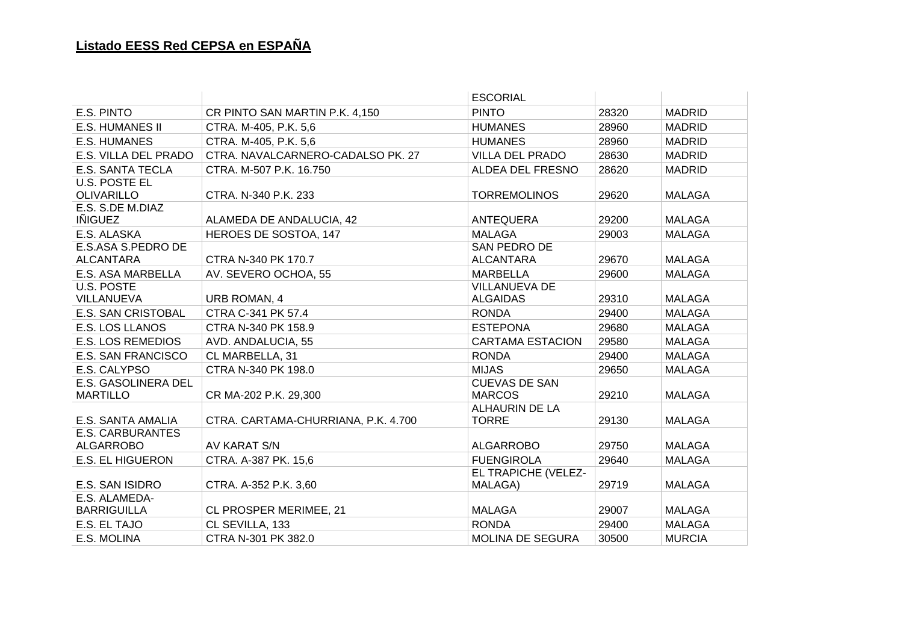## Listado EESS Red CEPSA en ESPAÑA

| | | | | |
|---|---|---|---|---|
| | | ESCORIAL | | |
| E.S. PINTO | CR PINTO SAN MARTIN P.K. 4,150 | PINTO | 28320 | MADRID |
| E.S. HUMANES II | CTRA. M-405, P.K. 5,6 | HUMANES | 28960 | MADRID |
| E.S. HUMANES | CTRA. M-405, P.K. 5,6 | HUMANES | 28960 | MADRID |
| E.S. VILLA DEL PRADO | CTRA. NAVALCARNERO-CADALSO PK. 27 | VILLA DEL PRADO | 28630 | MADRID |
| E.S. SANTA TECLA | CTRA. M-507 P.K. 16.750 | ALDEA DEL FRESNO | 28620 | MADRID |
| U.S. POSTE EL OLIVARILLO | CTRA. N-340 P.K. 233 | TORREMOLINOS | 29620 | MALAGA |
| E.S. S.DE M.DIAZ IÑIGUEZ | ALAMEDA DE ANDALUCIA, 42 | ANTEQUERA | 29200 | MALAGA |
| E.S. ALASKA | HEROES DE SOSTOA, 147 | MALAGA | 29003 | MALAGA |
| E.S.ASA S.PEDRO DE ALCANTARA | CTRA N-340 PK 170.7 | SAN PEDRO DE ALCANTARA | 29670 | MALAGA |
| E.S. ASA MARBELLA | AV. SEVERO OCHOA, 55 | MARBELLA | 29600 | MALAGA |
| U.S. POSTE VILLANUEVA | URB ROMAN, 4 | VILLANUEVA DE ALGAIDAS | 29310 | MALAGA |
| E.S. SAN CRISTOBAL | CTRA C-341 PK 57.4 | RONDA | 29400 | MALAGA |
| E.S. LOS LLANOS | CTRA N-340 PK 158.9 | ESTEPONA | 29680 | MALAGA |
| E.S. LOS REMEDIOS | AVD. ANDALUCIA, 55 | CARTAMA ESTACION | 29580 | MALAGA |
| E.S. SAN FRANCISCO | CL MARBELLA, 31 | RONDA | 29400 | MALAGA |
| E.S. CALYPSO | CTRA N-340 PK 198.0 | MIJAS | 29650 | MALAGA |
| E.S. GASOLINERA DEL MARTILLO | CR MA-202 P.K. 29,300 | CUEVAS DE SAN MARCOS | 29210 | MALAGA |
| E.S. SANTA AMALIA | CTRA. CARTAMA-CHURRIANA, P.K. 4.700 | ALHAURIN DE LA TORRE | 29130 | MALAGA |
| E.S. CARBURANTES ALGARROBO | AV KARAT S/N | ALGARROBO | 29750 | MALAGA |
| E.S. EL HIGUERON | CTRA. A-387 PK. 15,6 | FUENGIROLA | 29640 | MALAGA |
| E.S. SAN ISIDRO | CTRA. A-352 P.K. 3,60 | EL TRAPICHE (VELEZ-MALAGA) | 29719 | MALAGA |
| E.S. ALAMEDA-BARRIGUILLA | CL PROSPER MERIMEE, 21 | MALAGA | 29007 | MALAGA |
| E.S. EL TAJO | CL SEVILLA, 133 | RONDA | 29400 | MALAGA |
| E.S. MOLINA | CTRA N-301 PK 382.0 | MOLINA DE SEGURA | 30500 | MURCIA |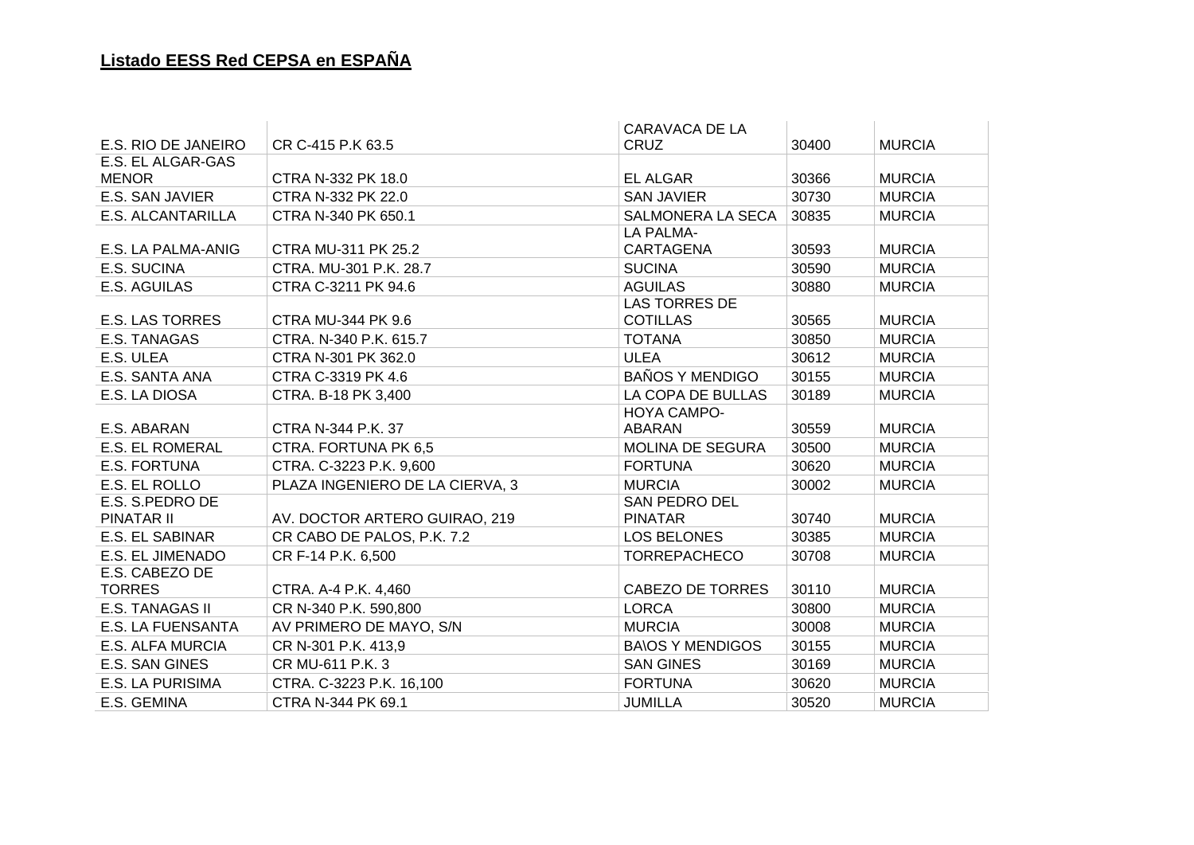# Listado EESS Red CEPSA en ESPAÑA

| | | | | |
|---|---|---|---|---|
| E.S. RIO DE JANEIRO | CR C-415 P.K 63.5 | CARAVACA DE LA CRUZ | 30400 | MURCIA |
| E.S. EL ALGAR-GAS MENOR | CTRA N-332 PK 18.0 | EL ALGAR | 30366 | MURCIA |
| E.S. SAN JAVIER | CTRA N-332 PK 22.0 | SAN JAVIER | 30730 | MURCIA |
| E.S. ALCANTARILLA | CTRA N-340 PK 650.1 | SALMONERA LA SECA | 30835 | MURCIA |
| E.S. LA PALMA-ANIG | CTRA MU-311 PK 25.2 | LA PALMA-CARTAGENA | 30593 | MURCIA |
| E.S. SUCINA | CTRA. MU-301 P.K. 28.7 | SUCINA | 30590 | MURCIA |
| E.S. AGUILAS | CTRA C-3211 PK 94.6 | AGUILAS | 30880 | MURCIA |
| E.S. LAS TORRES | CTRA MU-344 PK 9.6 | LAS TORRES DE COTILLAS | 30565 | MURCIA |
| E.S. TANAGAS | CTRA. N-340 P.K. 615.7 | TOTANA | 30850 | MURCIA |
| E.S. ULEA | CTRA N-301 PK 362.0 | ULEA | 30612 | MURCIA |
| E.S. SANTA ANA | CTRA C-3319 PK 4.6 | BAÑOS Y MENDIGO | 30155 | MURCIA |
| E.S. LA DIOSA | CTRA. B-18 PK 3,400 | LA COPA DE BULLAS | 30189 | MURCIA |
| E.S. ABARAN | CTRA N-344 P.K. 37 | HOYA CAMPO-ABARAN | 30559 | MURCIA |
| E.S. EL ROMERAL | CTRA. FORTUNA PK 6,5 | MOLINA DE SEGURA | 30500 | MURCIA |
| E.S. FORTUNA | CTRA. C-3223 P.K. 9,600 | FORTUNA | 30620 | MURCIA |
| E.S. EL ROLLO | PLAZA INGENIERO DE LA CIERVA, 3 | MURCIA | 30002 | MURCIA |
| E.S. S.PEDRO DE PINATAR II | AV. DOCTOR ARTERO GUIRAO, 219 | SAN PEDRO DEL PINATAR | 30740 | MURCIA |
| E.S. EL SABINAR | CR CABO DE PALOS, P.K. 7.2 | LOS BELONES | 30385 | MURCIA |
| E.S. EL JIMENADO | CR F-14 P.K. 6,500 | TORREPACHECO | 30708 | MURCIA |
| E.S. CABEZO DE TORRES | CTRA. A-4 P.K. 4,460 | CABEZO DE TORRES | 30110 | MURCIA |
| E.S. TANAGAS II | CR N-340 P.K. 590,800 | LORCA | 30800 | MURCIA |
| E.S. LA FUENSANTA | AV PRIMERO DE MAYO, S/N | MURCIA | 30008 | MURCIA |
| E.S. ALFA MURCIA | CR N-301 P.K. 413,9 | BA\OS Y MENDIGOS | 30155 | MURCIA |
| E.S. SAN GINES | CR MU-611 P.K. 3 | SAN GINES | 30169 | MURCIA |
| E.S. LA PURISIMA | CTRA. C-3223 P.K. 16,100 | FORTUNA | 30620 | MURCIA |
| E.S. GEMINA | CTRA N-344 PK 69.1 | JUMILLA | 30520 | MURCIA |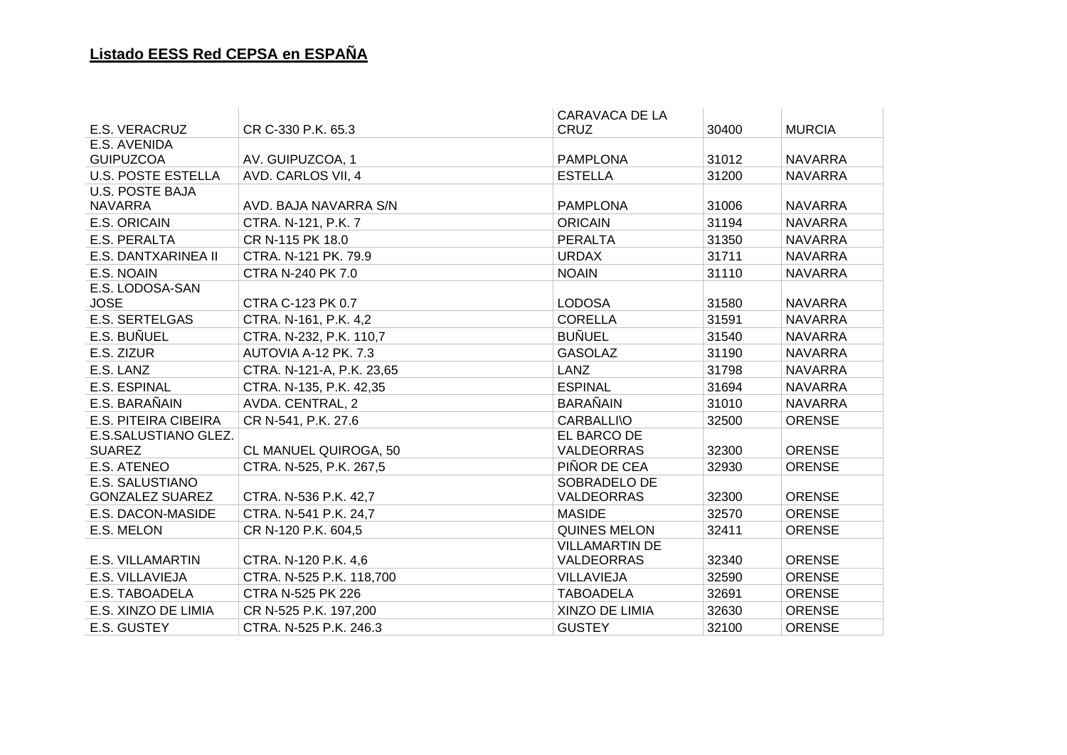## Listado EESS Red CEPSA en ESPAÑA

| | | | | |
|---|---|---|---|---|
| E.S. VERACRUZ | CR C-330 P.K. 65.3 | CARAVACA DE LA CRUZ | 30400 | MURCIA |
| E.S. AVENIDA GUIPUZCOA | AV. GUIPUZCOA, 1 | PAMPLONA | 31012 | NAVARRA |
| U.S. POSTE ESTELLA | AVD. CARLOS VII, 4 | ESTELLA | 31200 | NAVARRA |
| U.S. POSTE BAJA NAVARRA | AVD. BAJA NAVARRA S/N | PAMPLONA | 31006 | NAVARRA |
| E.S. ORICAIN | CTRA. N-121, P.K. 7 | ORICAIN | 31194 | NAVARRA |
| E.S. PERALTA | CR N-115 PK 18.0 | PERALTA | 31350 | NAVARRA |
| E.S. DANTXARINEA II | CTRA. N-121 PK. 79.9 | URDAX | 31711 | NAVARRA |
| E.S. NOAIN | CTRA N-240 PK 7.0 | NOAIN | 31110 | NAVARRA |
| E.S. LODOSA-SAN JOSE | CTRA C-123 PK 0.7 | LODOSA | 31580 | NAVARRA |
| E.S. SERTELGAS | CTRA. N-161, P.K. 4,2 | CORELLA | 31591 | NAVARRA |
| E.S. BUÑUEL | CTRA. N-232, P.K. 110,7 | BUÑUEL | 31540 | NAVARRA |
| E.S. ZIZUR | AUTOVIA A-12 PK. 7.3 | GASOLAZ | 31190 | NAVARRA |
| E.S. LANZ | CTRA. N-121-A, P.K. 23,65 | LANZ | 31798 | NAVARRA |
| E.S. ESPINAL | CTRA. N-135, P.K. 42,35 | ESPINAL | 31694 | NAVARRA |
| E.S. BARAÑAIN | AVDA. CENTRAL, 2 | BARAÑAIN | 31010 | NAVARRA |
| E.S. PITEIRA CIBEIRA | CR N-541, P.K. 27.6 | CARBALLI\O | 32500 | ORENSE |
| E.S.SALUSTIANO GLEZ. SUAREZ | CL MANUEL QUIROGA, 50 | EL BARCO DE VALDEORRAS | 32300 | ORENSE |
| E.S. ATENEO | CTRA. N-525, P.K. 267,5 | PIÑOR DE CEA | 32930 | ORENSE |
| E.S. SALUSTIANO GONZALEZ SUAREZ | CTRA. N-536 P.K. 42,7 | SOBRADELO DE VALDEORRAS | 32300 | ORENSE |
| E.S. DACON-MASIDE | CTRA. N-541 P.K. 24,7 | MASIDE | 32570 | ORENSE |
| E.S. MELON | CR N-120 P.K. 604,5 | QUINES MELON | 32411 | ORENSE |
| E.S. VILLAMARTIN | CTRA. N-120 P.K. 4,6 | VILLAMARTIN DE VALDEORRAS | 32340 | ORENSE |
| E.S. VILLAVIEJA | CTRA. N-525 P.K. 118,700 | VILLAVIEJA | 32590 | ORENSE |
| E.S. TABOADELA | CTRA N-525 PK 226 | TABOADELA | 32691 | ORENSE |
| E.S. XINZO DE LIMIA | CR N-525 P.K. 197,200 | XINZO DE LIMIA | 32630 | ORENSE |
| E.S. GUSTEY | CTRA. N-525 P.K. 246.3 | GUSTEY | 32100 | ORENSE |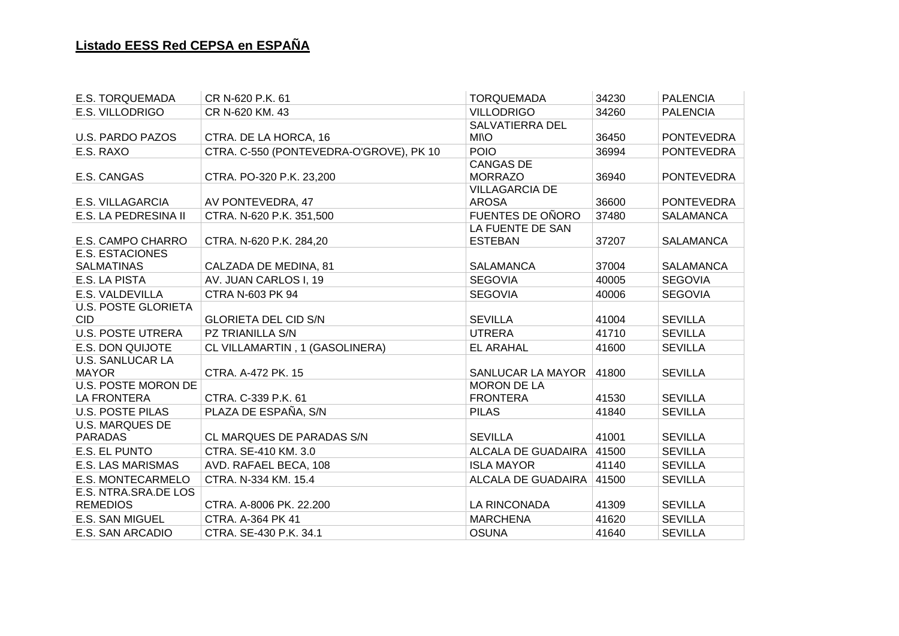## Listado EESS Red CEPSA en ESPAÑA

| | | | | |
|---|---|---|---|---|
| E.S. TORQUEMADA | CR N-620 P.K. 61 | TORQUEMADA | 34230 | PALENCIA |
| E.S. VILLODRIGO | CR N-620 KM. 43 | VILLODRIGO | 34260 | PALENCIA |
| U.S. PARDO PAZOS | CTRA. DE LA HORCA, 16 | SALVATIERRA DEL MI\O | 36450 | PONTEVEDRA |
| E.S. RAXO | CTRA. C-550 (PONTEVEDRA-O'GROVE), PK 10 | POIO | 36994 | PONTEVEDRA |
| E.S. CANGAS | CTRA. PO-320 P.K. 23,200 | CANGAS DE MORRAZO | 36940 | PONTEVEDRA |
| E.S. VILLAGARCIA | AV PONTEVEDRA, 47 | VILLAGARCIA DE AROSA | 36600 | PONTEVEDRA |
| E.S. LA PEDRESINA II | CTRA. N-620 P.K. 351,500 | FUENTES DE OÑORO | 37480 | SALAMANCA |
| E.S. CAMPO CHARRO | CTRA. N-620 P.K. 284,20 | LA FUENTE DE SAN ESTEBAN | 37207 | SALAMANCA |
| E.S. ESTACIONES SALMATINAS | CALZADA DE MEDINA, 81 | SALAMANCA | 37004 | SALAMANCA |
| E.S. LA PISTA | AV. JUAN CARLOS I, 19 | SEGOVIA | 40005 | SEGOVIA |
| E.S. VALDEVILLA | CTRA N-603 PK 94 | SEGOVIA | 40006 | SEGOVIA |
| U.S. POSTE GLORIETA CID | GLORIETA DEL CID S/N | SEVILLA | 41004 | SEVILLA |
| U.S. POSTE UTRERA | PZ TRIANILLA S/N | UTRERA | 41710 | SEVILLA |
| E.S. DON QUIJOTE | CL VILLAMARTIN , 1 (GASOLINERA) | EL ARAHAL | 41600 | SEVILLA |
| U.S. SANLUCAR LA MAYOR | CTRA. A-472 PK. 15 | SANLUCAR LA MAYOR | 41800 | SEVILLA |
| U.S. POSTE MORON DE LA FRONTERA | CTRA. C-339 P.K. 61 | MORON DE LA FRONTERA | 41530 | SEVILLA |
| U.S. POSTE PILAS | PLAZA DE ESPAÑA, S/N | PILAS | 41840 | SEVILLA |
| U.S. MARQUES DE PARADAS | CL MARQUES DE PARADAS S/N | SEVILLA | 41001 | SEVILLA |
| E.S. EL PUNTO | CTRA. SE-410 KM. 3.0 | ALCALA DE GUADAIRA | 41500 | SEVILLA |
| E.S. LAS MARISMAS | AVD. RAFAEL BECA, 108 | ISLA MAYOR | 41140 | SEVILLA |
| E.S. MONTECARMELO | CTRA. N-334 KM. 15.4 | ALCALA DE GUADAIRA | 41500 | SEVILLA |
| E.S. NTRA.SRA.DE LOS REMEDIOS | CTRA. A-8006 PK. 22.200 | LA RINCONADA | 41309 | SEVILLA |
| E.S. SAN MIGUEL | CTRA. A-364 PK 41 | MARCHENA | 41620 | SEVILLA |
| E.S. SAN ARCADIO | CTRA. SE-430 P.K. 34.1 | OSUNA | 41640 | SEVILLA |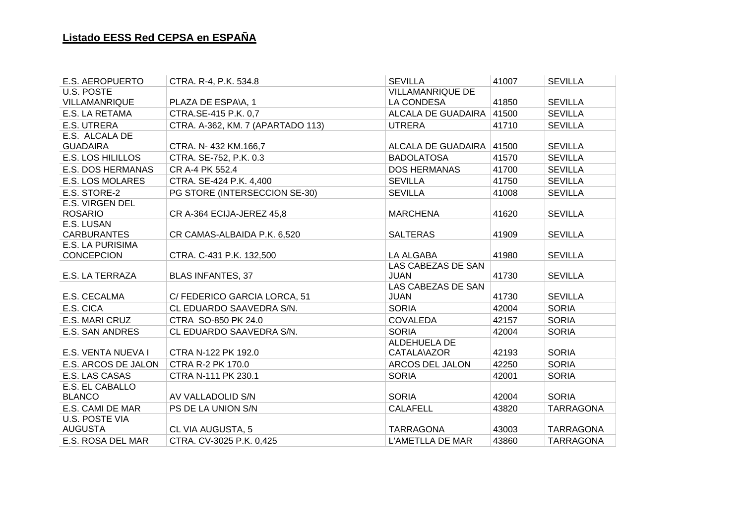## Listado EESS Red CEPSA en ESPAÑA

| | | | | |
|---|---|---|---|---|
| E.S. AEROPUERTO | CTRA. R-4, P.K. 534.8 | SEVILLA | 41007 | SEVILLA |
| U.S. POSTE VILLAMANRIQUE | PLAZA DE ESPA\A, 1 | VILLAMANRIQUE DE LA CONDESA | 41850 | SEVILLA |
| E.S. LA RETAMA | CTRA.SE-415 P.K. 0,7 | ALCALA DE GUADAIRA | 41500 | SEVILLA |
| E.S. UTRERA | CTRA. A-362, KM. 7 (APARTADO 113) | UTRERA | 41710 | SEVILLA |
| E.S. ALCALA DE GUADAIRA | CTRA. N- 432 KM.166,7 | ALCALA DE GUADAIRA | 41500 | SEVILLA |
| E.S. LOS HILILLOS | CTRA. SE-752, P.K. 0.3 | BADOLATOSA | 41570 | SEVILLA |
| E.S. DOS HERMANAS | CR A-4 PK 552.4 | DOS HERMANAS | 41700 | SEVILLA |
| E.S. LOS MOLARES | CTRA. SE-424 P.K. 4,400 | SEVILLA | 41750 | SEVILLA |
| E.S. STORE-2 | PG STORE (INTERSECCION SE-30) | SEVILLA | 41008 | SEVILLA |
| E.S. VIRGEN DEL ROSARIO | CR A-364 ECIJA-JEREZ 45,8 | MARCHENA | 41620 | SEVILLA |
| E.S. LUSAN CARBURANTES | CR CAMAS-ALBAIDA P.K. 6,520 | SALTERAS | 41909 | SEVILLA |
| E.S. LA PURISIMA CONCEPCION | CTRA. C-431 P.K. 132,500 | LA ALGABA | 41980 | SEVILLA |
| E.S. LA TERRAZA | BLAS INFANTES, 37 | LAS CABEZAS DE SAN JUAN | 41730 | SEVILLA |
| E.S. CECALMA | C/ FEDERICO GARCIA LORCA, 51 | LAS CABEZAS DE SAN JUAN | 41730 | SEVILLA |
| E.S. CICA | CL EDUARDO SAAVEDRA S/N. | SORIA | 42004 | SORIA |
| E.S. MARI CRUZ | CTRA SO-850 PK 24.0 | COVALEDA | 42157 | SORIA |
| E.S. SAN ANDRES | CL EDUARDO SAAVEDRA S/N. | SORIA | 42004 | SORIA |
| E.S. VENTA NUEVA I | CTRA N-122 PK 192.0 | ALDEHUELA DE CATALA\AZOR | 42193 | SORIA |
| E.S. ARCOS DE JALON | CTRA R-2 PK 170.0 | ARCOS DEL JALON | 42250 | SORIA |
| E.S. LAS CASAS | CTRA N-111 PK 230.1 | SORIA | 42001 | SORIA |
| E.S. EL CABALLO BLANCO | AV VALLADOLID S/N | SORIA | 42004 | SORIA |
| E.S. CAMI DE MAR | PS DE LA UNION S/N | CALAFELL | 43820 | TARRAGONA |
| U.S. POSTE VIA AUGUSTA | CL VIA AUGUSTA, 5 | TARRAGONA | 43003 | TARRAGONA |
| E.S. ROSA DEL MAR | CTRA. CV-3025 P.K. 0,425 | L'AMETLLA DE MAR | 43860 | TARRAGONA |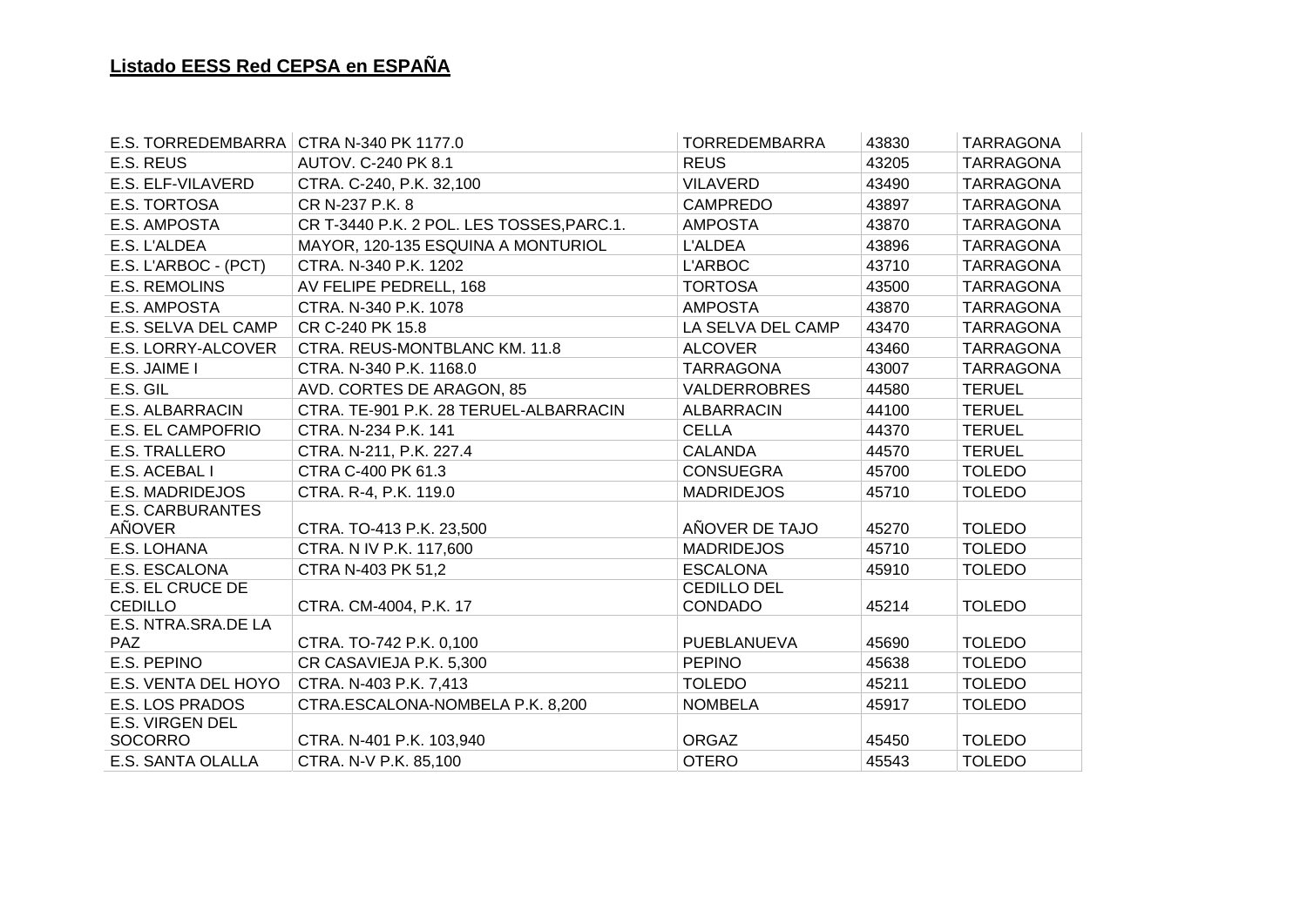**Listado EESS Red CEPSA en ESPAÑA**

| | | | | |
|---|---|---|---|---|
| E.S. TORREDEMBARRA | CTRA N-340 PK 1177.0 | TORREDEMBARRA | 43830 | TARRAGONA |
| E.S. REUS | AUTOV. C-240 PK 8.1 | REUS | 43205 | TARRAGONA |
| E.S. ELF-VILAVERD | CTRA. C-240, P.K. 32,100 | VILAVERD | 43490 | TARRAGONA |
| E.S. TORTOSA | CR N-237 P.K. 8 | CAMPREDO | 43897 | TARRAGONA |
| E.S. AMPOSTA | CR T-3440 P.K. 2 POL. LES TOSSES,PARC.1. | AMPOSTA | 43870 | TARRAGONA |
| E.S. L'ALDEA | MAYOR, 120-135 ESQUINA A MONTURIOL | L'ALDEA | 43896 | TARRAGONA |
| E.S. L'ARBOC - (PCT) | CTRA. N-340 P.K. 1202 | L'ARBOC | 43710 | TARRAGONA |
| E.S. REMOLINS | AV FELIPE PEDRELL, 168 | TORTOSA | 43500 | TARRAGONA |
| E.S. AMPOSTA | CTRA. N-340 P.K. 1078 | AMPOSTA | 43870 | TARRAGONA |
| E.S. SELVA DEL CAMP | CR C-240 PK 15.8 | LA SELVA DEL CAMP | 43470 | TARRAGONA |
| E.S. LORRY-ALCOVER | CTRA. REUS-MONTBLANC KM. 11.8 | ALCOVER | 43460 | TARRAGONA |
| E.S. JAIME I | CTRA. N-340 P.K. 1168.0 | TARRAGONA | 43007 | TARRAGONA |
| E.S. GIL | AVD. CORTES DE ARAGON, 85 | VALDERROBRES | 44580 | TERUEL |
| E.S. ALBARRACIN | CTRA. TE-901 P.K. 28 TERUEL-ALBARRACIN | ALBARRACIN | 44100 | TERUEL |
| E.S. EL CAMPOFRIO | CTRA. N-234 P.K. 141 | CELLA | 44370 | TERUEL |
| E.S. TRALLERO | CTRA. N-211, P.K. 227.4 | CALANDA | 44570 | TERUEL |
| E.S. ACEBAL I | CTRA C-400 PK 61.3 | CONSUEGRA | 45700 | TOLEDO |
| E.S. MADRIDEJOS | CTRA. R-4, P.K. 119.0 | MADRIDEJOS | 45710 | TOLEDO |
| E.S. CARBURANTES AÑOVER | CTRA. TO-413 P.K. 23,500 | AÑOVER DE TAJO | 45270 | TOLEDO |
| E.S. LOHANA | CTRA. N IV P.K. 117,600 | MADRIDEJOS | 45710 | TOLEDO |
| E.S. ESCALONA | CTRA N-403 PK 51,2 | ESCALONA | 45910 | TOLEDO |
| E.S. EL CRUCE DE CEDILLO | CTRA. CM-4004, P.K. 17 | CEDILLO DEL CONDADO | 45214 | TOLEDO |
| E.S. NTRA.SRA.DE LA PAZ | CTRA. TO-742 P.K. 0,100 | PUEBLANUEVA | 45690 | TOLEDO |
| E.S. PEPINO | CR CASAVIEJA P.K. 5,300 | PEPINO | 45638 | TOLEDO |
| E.S. VENTA DEL HOYO | CTRA. N-403 P.K. 7,413 | TOLEDO | 45211 | TOLEDO |
| E.S. LOS PRADOS | CTRA.ESCALONA-NOMBELA P.K. 8,200 | NOMBELA | 45917 | TOLEDO |
| E.S. VIRGEN DEL SOCORRO | CTRA. N-401 P.K. 103,940 | ORGAZ | 45450 | TOLEDO |
| E.S. SANTA OLALLA | CTRA. N-V P.K. 85,100 | OTERO | 45543 | TOLEDO |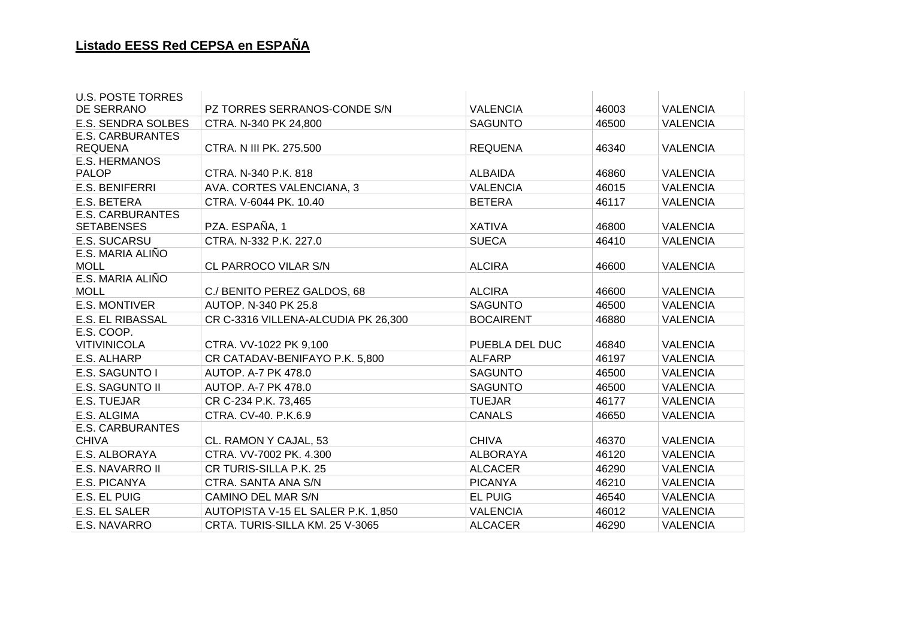## Listado EESS Red CEPSA en ESPAÑA

| | | | | |
|---|---|---|---|---|
| U.S. POSTE TORRES DE SERRANO | PZ TORRES SERRANOS-CONDE S/N | VALENCIA | 46003 | VALENCIA |
| E.S. SENDRA SOLBES | CTRA. N-340 PK 24,800 | SAGUNTO | 46500 | VALENCIA |
| E.S. CARBURANTES REQUENA | CTRA. N III PK. 275.500 | REQUENA | 46340 | VALENCIA |
| E.S. HERMANOS PALOP | CTRA. N-340 P.K. 818 | ALBAIDA | 46860 | VALENCIA |
| E.S. BENIFERRI | AVA. CORTES VALENCIANA, 3 | VALENCIA | 46015 | VALENCIA |
| E.S. BETERA | CTRA. V-6044 PK. 10.40 | BETERA | 46117 | VALENCIA |
| E.S. CARBURANTES SETABENSES | PZA. ESPAÑA, 1 | XATIVA | 46800 | VALENCIA |
| E.S. SUCARSU | CTRA. N-332 P.K. 227.0 | SUECA | 46410 | VALENCIA |
| E.S. MARIA ALIÑO MOLL | CL PARROCO VILAR S/N | ALCIRA | 46600 | VALENCIA |
| E.S. MARIA ALIÑO MOLL | C./ BENITO PEREZ GALDOS, 68 | ALCIRA | 46600 | VALENCIA |
| E.S. MONTIVER | AUTOP. N-340 PK 25.8 | SAGUNTO | 46500 | VALENCIA |
| E.S. EL RIBASSAL | CR C-3316 VILLENA-ALCUDIA PK 26,300 | BOCAIRENT | 46880 | VALENCIA |
| E.S. COOP. VITIVINICOLA | CTRA. VV-1022 PK 9,100 | PUEBLA DEL DUC | 46840 | VALENCIA |
| E.S. ALHARP | CR CATADAV-BENIFAYO P.K. 5,800 | ALFARP | 46197 | VALENCIA |
| E.S. SAGUNTO I | AUTOP. A-7 PK 478.0 | SAGUNTO | 46500 | VALENCIA |
| E.S. SAGUNTO II | AUTOP. A-7 PK 478.0 | SAGUNTO | 46500 | VALENCIA |
| E.S. TUEJAR | CR C-234 P.K. 73,465 | TUEJAR | 46177 | VALENCIA |
| E.S. ALGIMA | CTRA. CV-40. P.K.6.9 | CANALS | 46650 | VALENCIA |
| E.S. CARBURANTES CHIVA | CL. RAMON Y CAJAL, 53 | CHIVA | 46370 | VALENCIA |
| E.S. ALBORAYA | CTRA. VV-7002 PK. 4.300 | ALBORAYA | 46120 | VALENCIA |
| E.S. NAVARRO II | CR TURIS-SILLA P.K. 25 | ALCACER | 46290 | VALENCIA |
| E.S. PICANYA | CTRA. SANTA ANA S/N | PICANYA | 46210 | VALENCIA |
| E.S. EL PUIG | CAMINO DEL MAR S/N | EL PUIG | 46540 | VALENCIA |
| E.S. EL SALER | AUTOPISTA V-15 EL SALER P.K. 1,850 | VALENCIA | 46012 | VALENCIA |
| E.S. NAVARRO | CRTA. TURIS-SILLA KM. 25 V-3065 | ALCACER | 46290 | VALENCIA |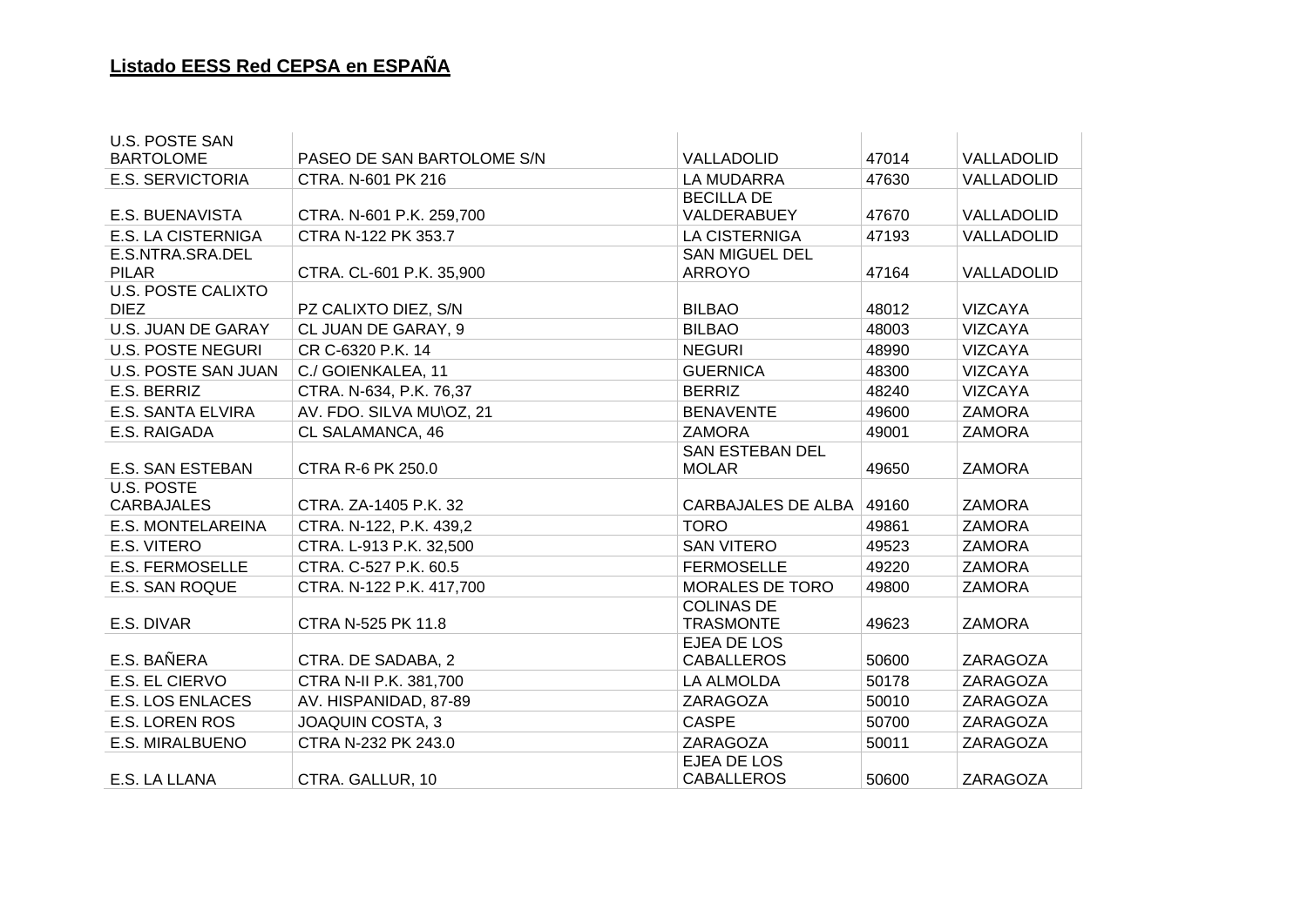## Listado EESS Red CEPSA en ESPAÑA

| | | | | |
|---|---|---|---|---|
| U.S. POSTE SAN BARTOLOME | PASEO DE SAN BARTOLOME S/N | VALLADOLID | 47014 | VALLADOLID |
| E.S. SERVICTORIA | CTRA. N-601 PK 216 | LA MUDARRA | 47630 | VALLADOLID |
| E.S. BUENAVISTA | CTRA. N-601 P.K. 259,700 | BECILLA DE VALDERABUEY | 47670 | VALLADOLID |
| E.S. LA CISTERNIGA | CTRA N-122 PK 353.7 | LA CISTERNIGA | 47193 | VALLADOLID |
| E.S.NTRA.SRA.DEL PILAR | CTRA. CL-601 P.K. 35,900 | SAN MIGUEL DEL ARROYO | 47164 | VALLADOLID |
| U.S. POSTE CALIXTO DIEZ | PZ CALIXTO DIEZ, S/N | BILBAO | 48012 | VIZCAYA |
| U.S. JUAN DE GARAY | CL JUAN DE GARAY, 9 | BILBAO | 48003 | VIZCAYA |
| U.S. POSTE NEGURI | CR C-6320 P.K. 14 | NEGURI | 48990 | VIZCAYA |
| U.S. POSTE SAN JUAN | C./ GOIENKALEA, 11 | GUERNICA | 48300 | VIZCAYA |
| E.S. BERRIZ | CTRA. N-634, P.K. 76,37 | BERRIZ | 48240 | VIZCAYA |
| E.S. SANTA ELVIRA | AV. FDO. SILVA MU\OZ, 21 | BENAVENTE | 49600 | ZAMORA |
| E.S. RAIGADA | CL SALAMANCA, 46 | ZAMORA | 49001 | ZAMORA |
| E.S. SAN ESTEBAN | CTRA R-6 PK 250.0 | SAN ESTEBAN DEL MOLAR | 49650 | ZAMORA |
| U.S. POSTE CARBAJALES | CTRA. ZA-1405 P.K. 32 | CARBAJALES DE ALBA | 49160 | ZAMORA |
| E.S. MONTELAREINA | CTRA. N-122, P.K. 439,2 | TORO | 49861 | ZAMORA |
| E.S. VITERO | CTRA. L-913 P.K. 32,500 | SAN VITERO | 49523 | ZAMORA |
| E.S. FERMOSELLE | CTRA. C-527 P.K. 60.5 | FERMOSELLE | 49220 | ZAMORA |
| E.S. SAN ROQUE | CTRA. N-122 P.K. 417,700 | MORALES DE TORO | 49800 | ZAMORA |
| E.S. DIVAR | CTRA N-525 PK 11.8 | COLINAS DE TRASMONTE | 49623 | ZAMORA |
| E.S. BAÑERA | CTRA. DE SADABA, 2 | EJEA DE LOS CABALLEROS | 50600 | ZARAGOZA |
| E.S. EL CIERVO | CTRA N-II P.K. 381,700 | LA ALMOLDA | 50178 | ZARAGOZA |
| E.S. LOS ENLACES | AV. HISPANIDAD, 87-89 | ZARAGOZA | 50010 | ZARAGOZA |
| E.S. LOREN ROS | JOAQUIN COSTA, 3 | CASPE | 50700 | ZARAGOZA |
| E.S. MIRALBUENO | CTRA N-232 PK 243.0 | ZARAGOZA | 50011 | ZARAGOZA |
| E.S. LA LLANA | CTRA. GALLUR, 10 | EJEA DE LOS CABALLEROS | 50600 | ZARAGOZA |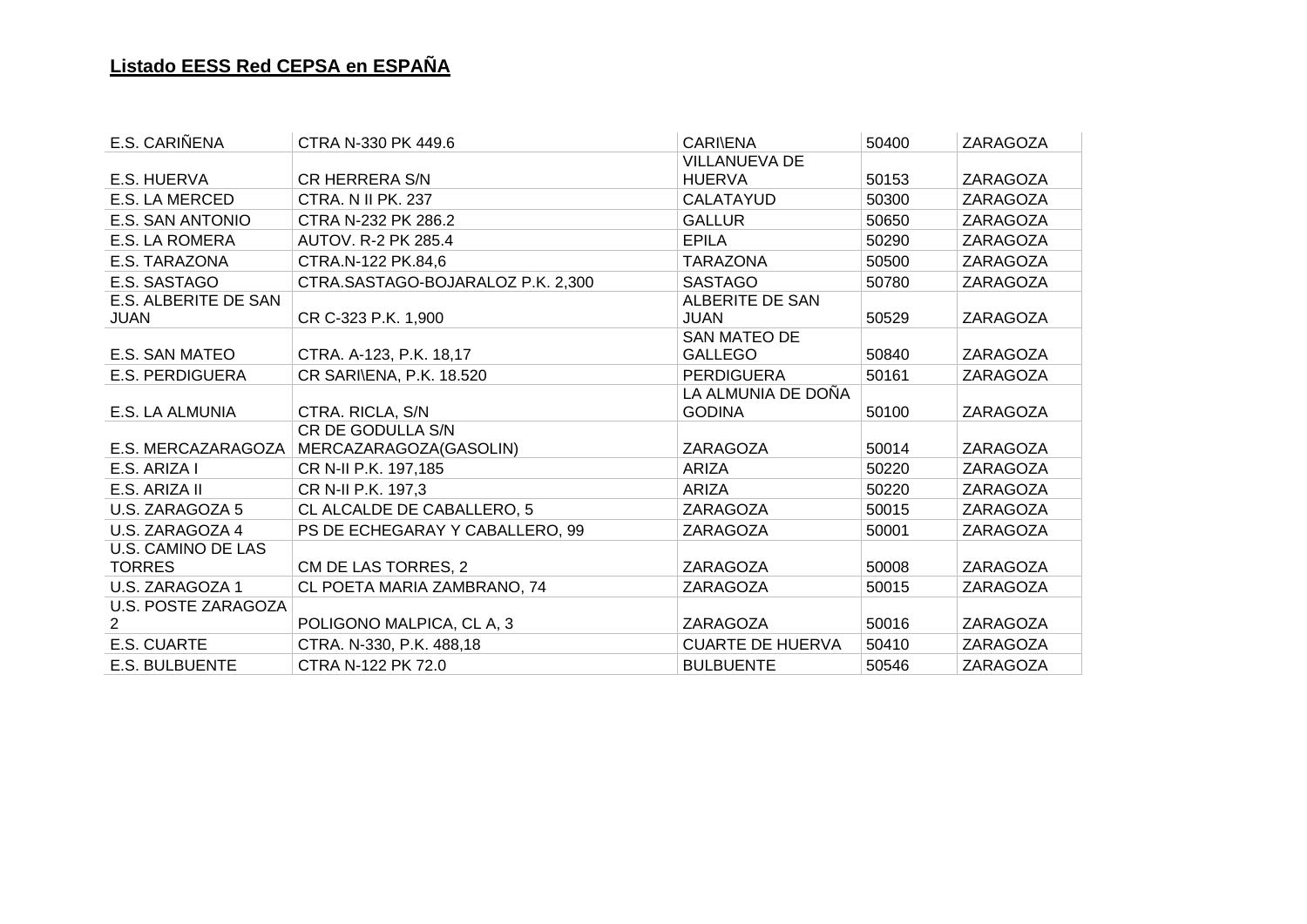## Listado EESS Red CEPSA en ESPAÑA

| | | | | |
|---|---|---|---|---|
| E.S. CARIÑENA | CTRA N-330 PK 449.6 | CARI\ENA | 50400 | ZARAGOZA |
| E.S. HUERVA | CR HERRERA S/N | VILLANUEVA DE HUERVA | 50153 | ZARAGOZA |
| E.S. LA MERCED | CTRA. N II PK. 237 | CALATAYUD | 50300 | ZARAGOZA |
| E.S. SAN ANTONIO | CTRA N-232 PK 286.2 | GALLUR | 50650 | ZARAGOZA |
| E.S. LA ROMERA | AUTOV. R-2 PK 285.4 | EPILA | 50290 | ZARAGOZA |
| E.S. TARAZONA | CTRA.N-122 PK.84,6 | TARAZONA | 50500 | ZARAGOZA |
| E.S. SASTAGO | CTRA.SASTAGO-BOJARALOZ P.K. 2,300 | SASTAGO | 50780 | ZARAGOZA |
| E.S. ALBERITE DE SAN JUAN | CR C-323 P.K. 1,900 | ALBERITE DE SAN JUAN | 50529 | ZARAGOZA |
| E.S. SAN MATEO | CTRA. A-123, P.K. 18,17 | SAN MATEO DE GALLEGO | 50840 | ZARAGOZA |
| E.S. PERDIGUERA | CR SARI\ENA, P.K. 18.520 | PERDIGUERA | 50161 | ZARAGOZA |
| E.S. LA ALMUNIA | CTRA. RICLA, S/N | LA ALMUNIA DE DOÑA GODINA | 50100 | ZARAGOZA |
| E.S. MERCAZARAGOZA | CR DE GODULLA S/N MERCAZARAGOZA(GASOLIN) | ZARAGOZA | 50014 | ZARAGOZA |
| E.S. ARIZA I | CR N-II P.K. 197,185 | ARIZA | 50220 | ZARAGOZA |
| E.S. ARIZA II | CR N-II P.K. 197,3 | ARIZA | 50220 | ZARAGOZA |
| U.S. ZARAGOZA 5 | CL ALCALDE DE CABALLERO, 5 | ZARAGOZA | 50015 | ZARAGOZA |
| U.S. ZARAGOZA 4 | PS DE ECHEGARAY Y CABALLERO, 99 | ZARAGOZA | 50001 | ZARAGOZA |
| U.S. CAMINO DE LAS TORRES | CM DE LAS TORRES, 2 | ZARAGOZA | 50008 | ZARAGOZA |
| U.S. ZARAGOZA 1 | CL POETA MARIA ZAMBRANO, 74 | ZARAGOZA | 50015 | ZARAGOZA |
| U.S. POSTE ZARAGOZA 2 | POLIGONO MALPICA, CL A, 3 | ZARAGOZA | 50016 | ZARAGOZA |
| E.S. CUARTE | CTRA. N-330, P.K. 488,18 | CUARTE DE HUERVA | 50410 | ZARAGOZA |
| E.S. BULBUENTE | CTRA N-122 PK 72.0 | BULBUENTE | 50546 | ZARAGOZA |